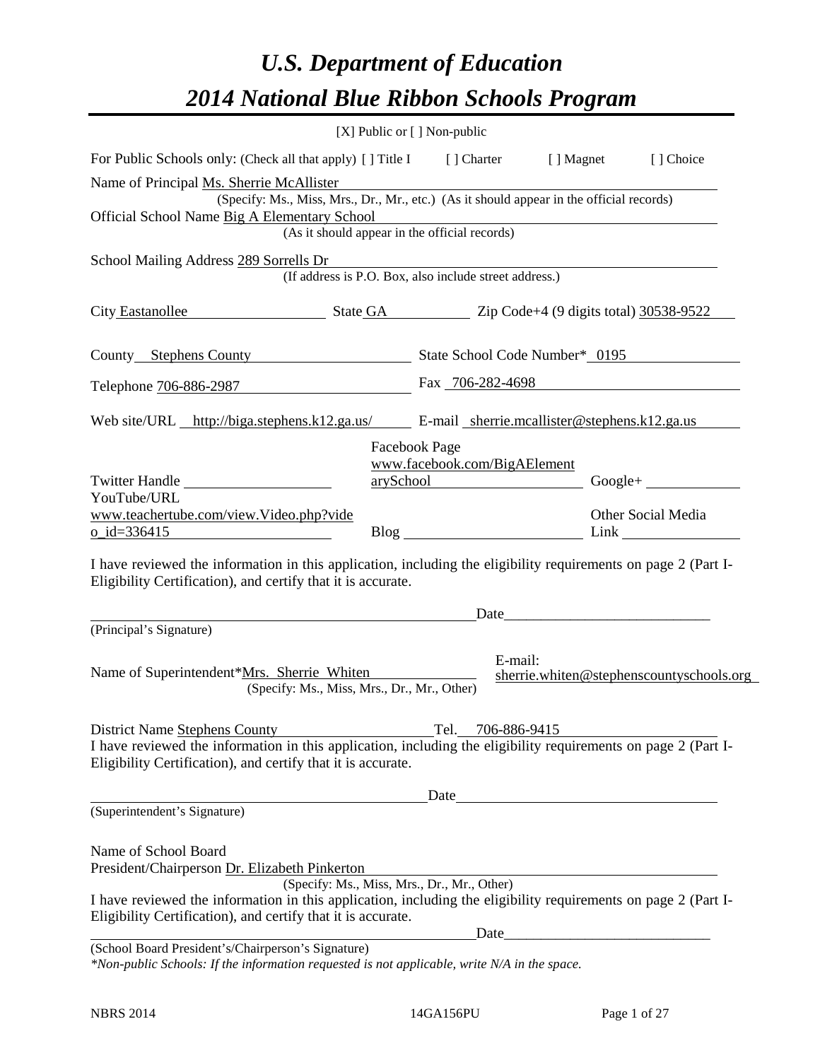# *U.S. Department of Education*
# *2014 National Blue Ribbon Schools Program*

[X] Public or [ ] Non-public

For Public Schools only: (Check all that apply) [ ] Title I [ ] Charter [ ] Magnet [ ] Choice

Name of Principal Ms. Sherrie McAllister
(Specify: Ms., Miss, Mrs., Dr., Mr., etc.) (As it should appear in the official records)

Official School Name Big A Elementary School
(As it should appear in the official records)

School Mailing Address 289 Sorrells Dr
(If address is P.O. Box, also include street address.)

City Eastanollee State GA Zip Code+4 (9 digits total) 30538-9522

County Stephens County State School Code Number* 0195

Telephone 706-886-2987 Fax 706-282-4698

Web site/URL http://biga.stephens.k12.ga.us/ E-mail sherrie.mcallister@stephens.k12.ga.us

Twitter Handle
Facebook Page www.facebook.com/BigAElementarySchool
Google+

YouTube/URL www.teachertube.com/view.Video.php?video_id=336415
Blog
Other Social Media Link

I have reviewed the information in this application, including the eligibility requirements on page 2 (Part I-Eligibility Certification), and certify that it is accurate.

Date____________________________
(Principal's Signature)

Name of Superintendent*Mrs. Sherrie Whiten
(Specify: Ms., Miss, Mrs., Dr., Mr., Other)
E-mail: sherrie.whiten@stephenscountyschools.org

District Name Stephens County Tel. 706-886-9415

I have reviewed the information in this application, including the eligibility requirements on page 2 (Part I-Eligibility Certification), and certify that it is accurate.

Date
(Superintendent's Signature)

Name of School Board
President/Chairperson Dr. Elizabeth Pinkerton
(Specify: Ms., Miss, Mrs., Dr., Mr., Other)

I have reviewed the information in this application, including the eligibility requirements on page 2 (Part I-Eligibility Certification), and certify that it is accurate.

Date____________________________
(School Board President's/Chairperson's Signature)

*\*Non-public Schools: If the information requested is not applicable, write N/A in the space.*

NBRS 2014 14GA156PU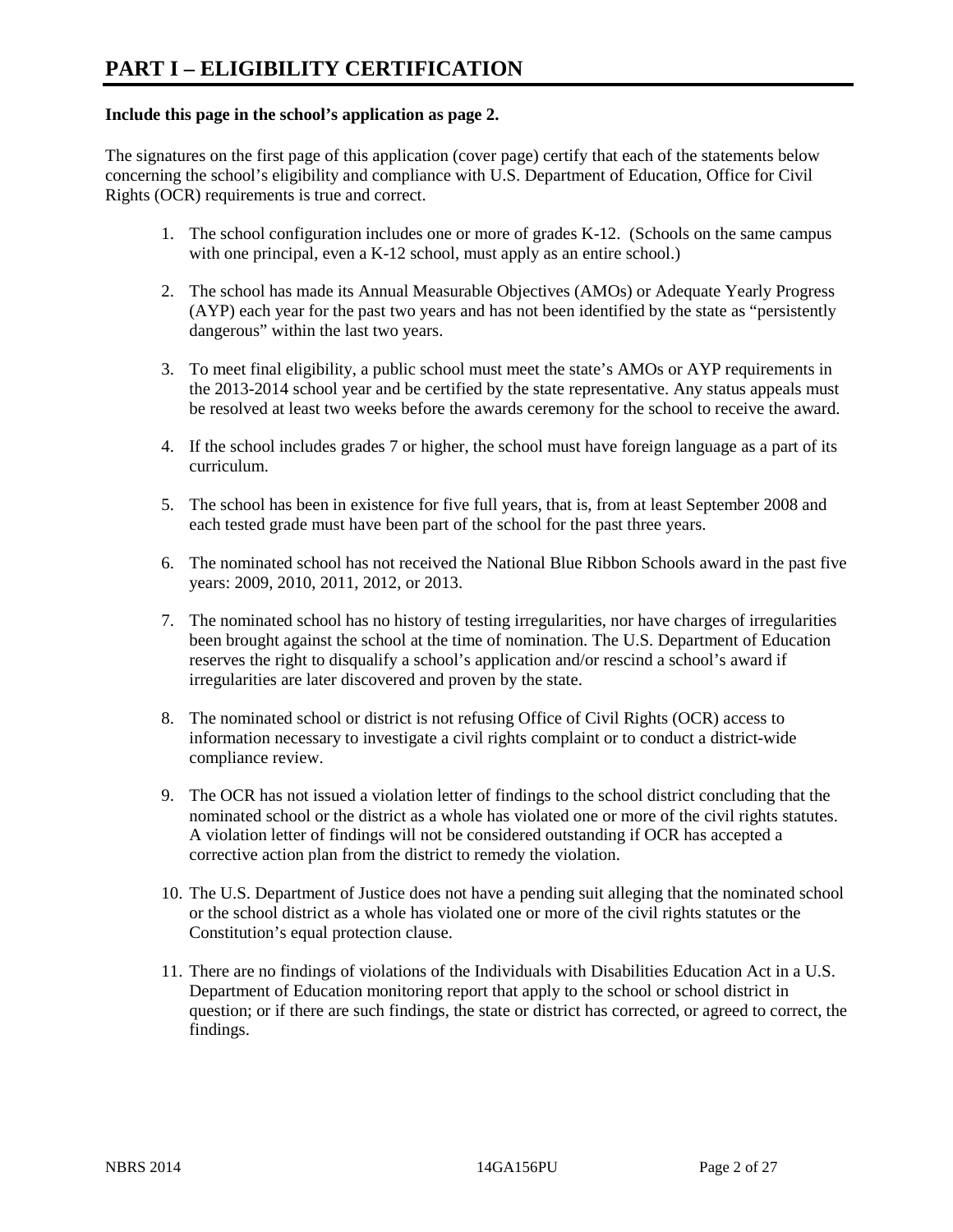# PART I – ELIGIBILITY CERTIFICATION

**Include this page in the school's application as page 2.**

The signatures on the first page of this application (cover page) certify that each of the statements below concerning the school's eligibility and compliance with U.S. Department of Education, Office for Civil Rights (OCR) requirements is true and correct.

1. The school configuration includes one or more of grades K-12. (Schools on the same campus with one principal, even a K-12 school, must apply as an entire school.)

2. The school has made its Annual Measurable Objectives (AMOs) or Adequate Yearly Progress (AYP) each year for the past two years and has not been identified by the state as "persistently dangerous" within the last two years.

3. To meet final eligibility, a public school must meet the state's AMOs or AYP requirements in the 2013-2014 school year and be certified by the state representative. Any status appeals must be resolved at least two weeks before the awards ceremony for the school to receive the award.

4. If the school includes grades 7 or higher, the school must have foreign language as a part of its curriculum.

5. The school has been in existence for five full years, that is, from at least September 2008 and each tested grade must have been part of the school for the past three years.

6. The nominated school has not received the National Blue Ribbon Schools award in the past five years: 2009, 2010, 2011, 2012, or 2013.

7. The nominated school has no history of testing irregularities, nor have charges of irregularities been brought against the school at the time of nomination. The U.S. Department of Education reserves the right to disqualify a school's application and/or rescind a school's award if irregularities are later discovered and proven by the state.

8. The nominated school or district is not refusing Office of Civil Rights (OCR) access to information necessary to investigate a civil rights complaint or to conduct a district-wide compliance review.

9. The OCR has not issued a violation letter of findings to the school district concluding that the nominated school or the district as a whole has violated one or more of the civil rights statutes. A violation letter of findings will not be considered outstanding if OCR has accepted a corrective action plan from the district to remedy the violation.

10. The U.S. Department of Justice does not have a pending suit alleging that the nominated school or the school district as a whole has violated one or more of the civil rights statutes or the Constitution's equal protection clause.

11. There are no findings of violations of the Individuals with Disabilities Education Act in a U.S. Department of Education monitoring report that apply to the school or school district in question; or if there are such findings, the state or district has corrected, or agreed to correct, the findings.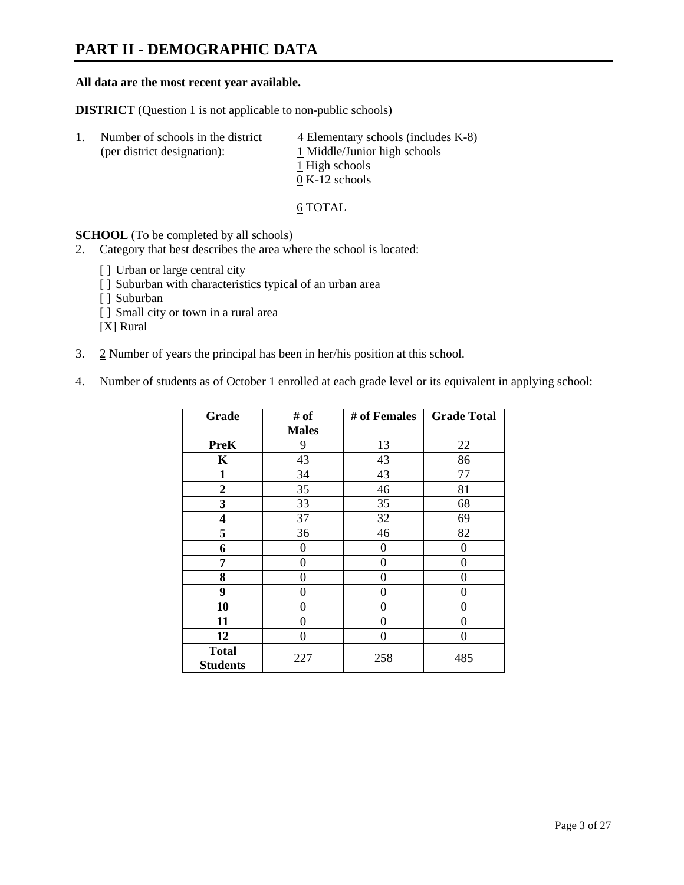# PART II - DEMOGRAPHIC DATA

**All data are the most recent year available.**

**DISTRICT** (Question 1 is not applicable to non-public schools)

1. Number of schools in the district (per district designation):
   - 4 Elementary schools (includes K-8)
   - 1 Middle/Junior high schools
   - 1 High schools
   - 0 K-12 schools

   6 TOTAL

**SCHOOL** (To be completed by all schools)

2. Category that best describes the area where the school is located:

   [ ] Urban or large central city
   [ ] Suburban with characteristics typical of an urban area
   [ ] Suburban
   [ ] Small city or town in a rural area
   [X] Rural

3. 2 Number of years the principal has been in her/his position at this school.

4. Number of students as of October 1 enrolled at each grade level or its equivalent in applying school:

| Grade | # of Males | # of Females | Grade Total |
|---|---|---|---|
| **PreK** | 9 | 13 | 22 |
| **K** | 43 | 43 | 86 |
| **1** | 34 | 43 | 77 |
| **2** | 35 | 46 | 81 |
| **3** | 33 | 35 | 68 |
| **4** | 37 | 32 | 69 |
| **5** | 36 | 46 | 82 |
| **6** | 0 | 0 | 0 |
| **7** | 0 | 0 | 0 |
| **8** | 0 | 0 | 0 |
| **9** | 0 | 0 | 0 |
| **10** | 0 | 0 | 0 |
| **11** | 0 | 0 | 0 |
| **12** | 0 | 0 | 0 |
| **Total Students** | 227 | 258 | 485 |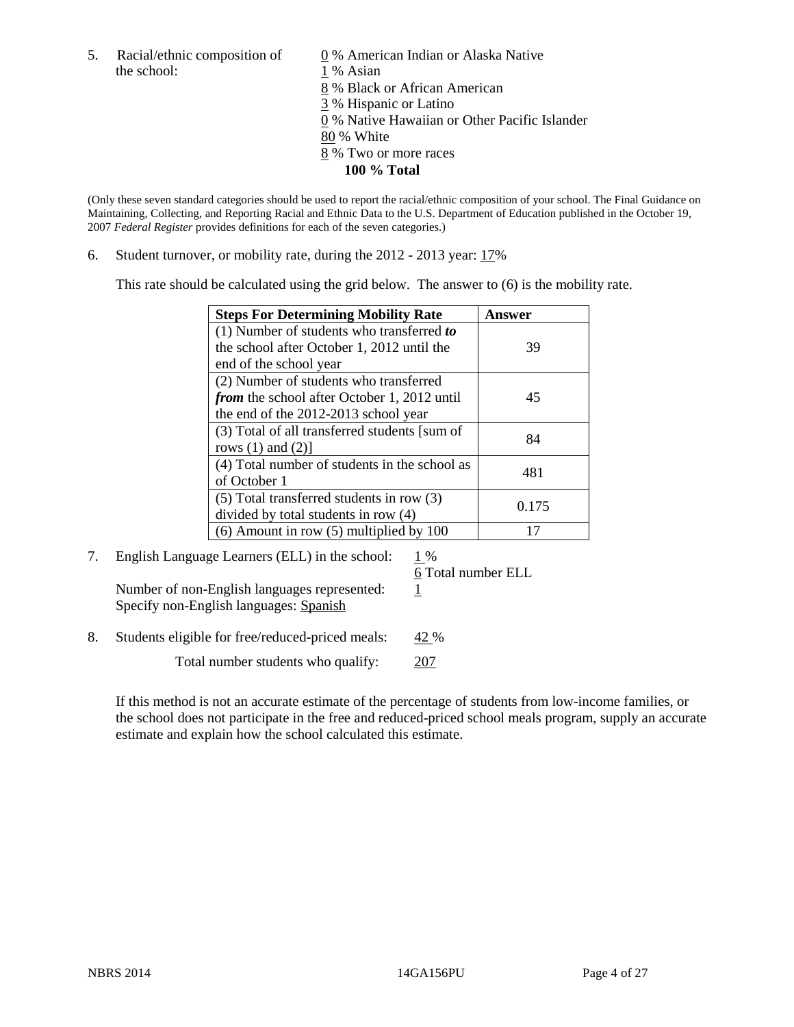5. Racial/ethnic composition of the school:

0 % American Indian or Alaska Native
1 % Asian
8 % Black or African American
3 % Hispanic or Latino
0 % Native Hawaiian or Other Pacific Islander
80 % White
8 % Two or more races
**100 % Total**

(Only these seven standard categories should be used to report the racial/ethnic composition of your school. The Final Guidance on Maintaining, Collecting, and Reporting Racial and Ethnic Data to the U.S. Department of Education published in the October 19, 2007 *Federal Register* provides definitions for each of the seven categories.)

6. Student turnover, or mobility rate, during the 2012 - 2013 year: 17%

This rate should be calculated using the grid below. The answer to (6) is the mobility rate.

| **Steps For Determining Mobility Rate** | **Answer** |
|---|---|
| (1) Number of students who transferred ***to*** the school after October 1, 2012 until the end of the school year | 39 |
| (2) Number of students who transferred ***from*** the school after October 1, 2012 until the end of the 2012-2013 school year | 45 |
| (3) Total of all transferred students [sum of rows (1) and (2)] | 84 |
| (4) Total number of students in the school as of October 1 | 481 |
| (5) Total transferred students in row (3) divided by total students in row (4) | 0.175 |
| (6) Amount in row (5) multiplied by 100 | 17 |

7. English Language Learners (ELL) in the school: 1 %

6 Total number ELL

Number of non-English languages represented: 1

Specify non-English languages: Spanish

8. Students eligible for free/reduced-priced meals: 42 %

Total number students who qualify: 207

If this method is not an accurate estimate of the percentage of students from low-income families, or the school does not participate in the free and reduced-priced school meals program, supply an accurate estimate and explain how the school calculated this estimate.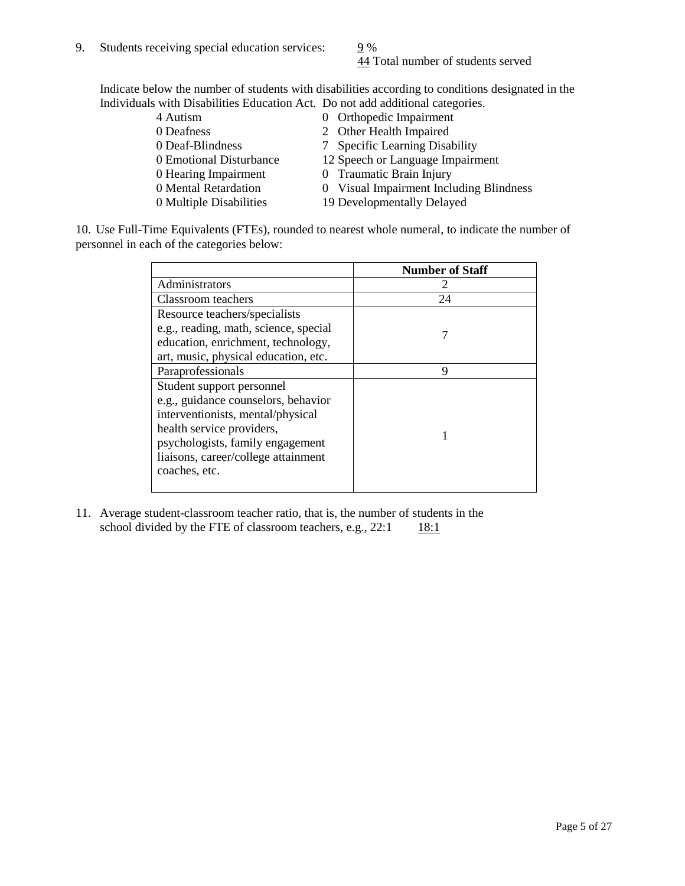9. Students receiving special education services: 9 %
   44 Total number of students served

   Indicate below the number of students with disabilities according to conditions designated in the Individuals with Disabilities Education Act. Do not add additional categories.

| | |
|---|---|
| 4 Autism | 0 Orthopedic Impairment |
| 0 Deafness | 2 Other Health Impaired |
| 0 Deaf-Blindness | 7 Specific Learning Disability |
| 0 Emotional Disturbance | 12 Speech or Language Impairment |
| 0 Hearing Impairment | 0 Traumatic Brain Injury |
| 0 Mental Retardation | 0 Visual Impairment Including Blindness |
| 0 Multiple Disabilities | 19 Developmentally Delayed |

10. Use Full-Time Equivalents (FTEs), rounded to nearest whole numeral, to indicate the number of personnel in each of the categories below:

| | **Number of Staff** |
|---|---|
| Administrators | 2 |
| Classroom teachers | 24 |
| Resource teachers/specialists e.g., reading, math, science, special education, enrichment, technology, art, music, physical education, etc. | 7 |
| Paraprofessionals | 9 |
| Student support personnel e.g., guidance counselors, behavior interventionists, mental/physical health service providers, psychologists, family engagement liaisons, career/college attainment coaches, etc. | 1 |

11. Average student-classroom teacher ratio, that is, the number of students in the school divided by the FTE of classroom teachers, e.g., 22:1 18:1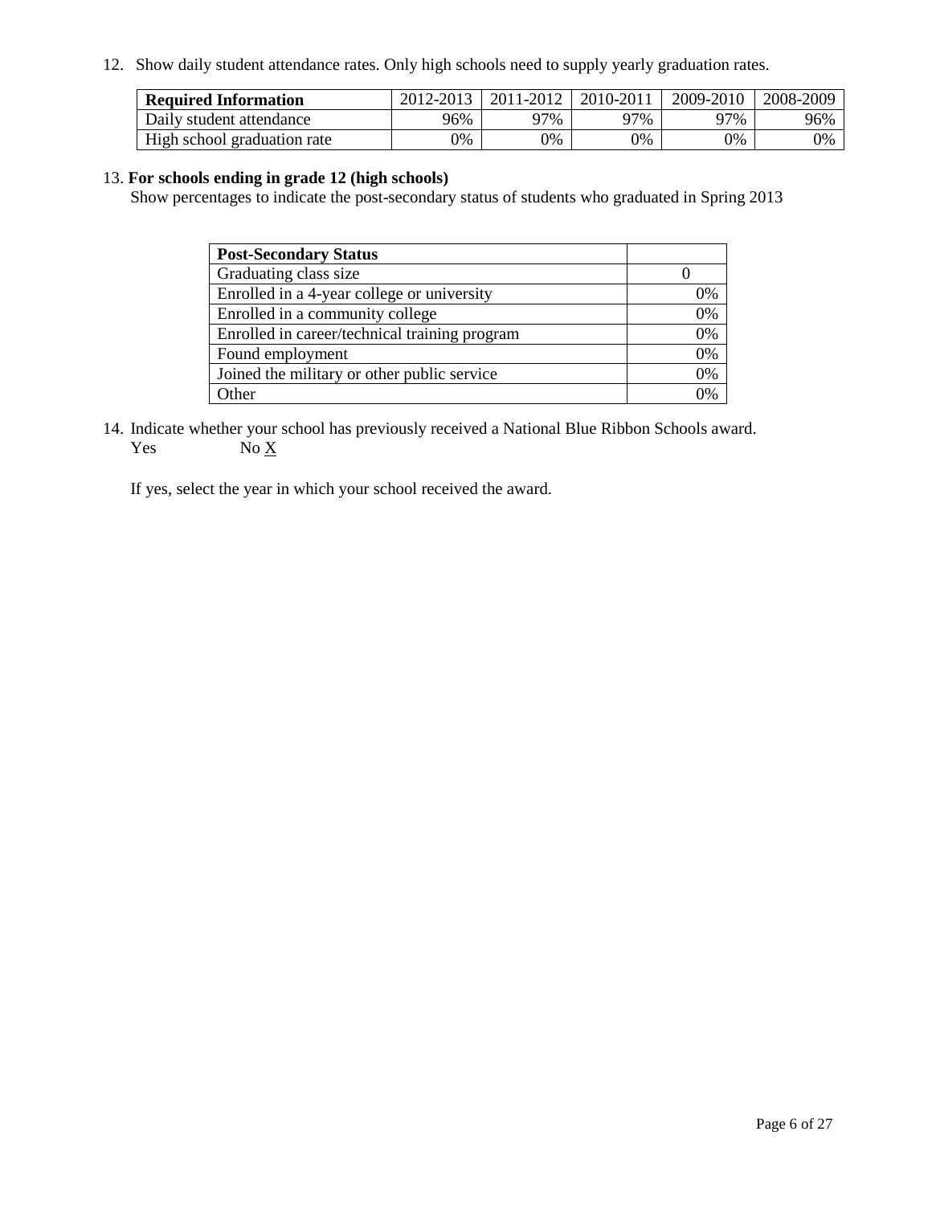12. Show daily student attendance rates. Only high schools need to supply yearly graduation rates.

| **Required Information** | 2012-2013 | 2011-2012 | 2010-2011 | 2009-2010 | 2008-2009 |
|---|---|---|---|---|---|
| Daily student attendance | 96% | 97% | 97% | 97% | 96% |
| High school graduation rate | 0% | 0% | 0% | 0% | 0% |

13. **For schools ending in grade 12 (high schools)**
Show percentages to indicate the post-secondary status of students who graduated in Spring 2013

| **Post-Secondary Status** | |
|---|---|
| Graduating class size | 0 |
| Enrolled in a 4-year college or university | 0% |
| Enrolled in a community college | 0% |
| Enrolled in career/technical training program | 0% |
| Found employment | 0% |
| Joined the military or other public service | 0% |
| Other | 0% |

14. Indicate whether your school has previously received a National Blue Ribbon Schools award.
Yes No X

If yes, select the year in which your school received the award.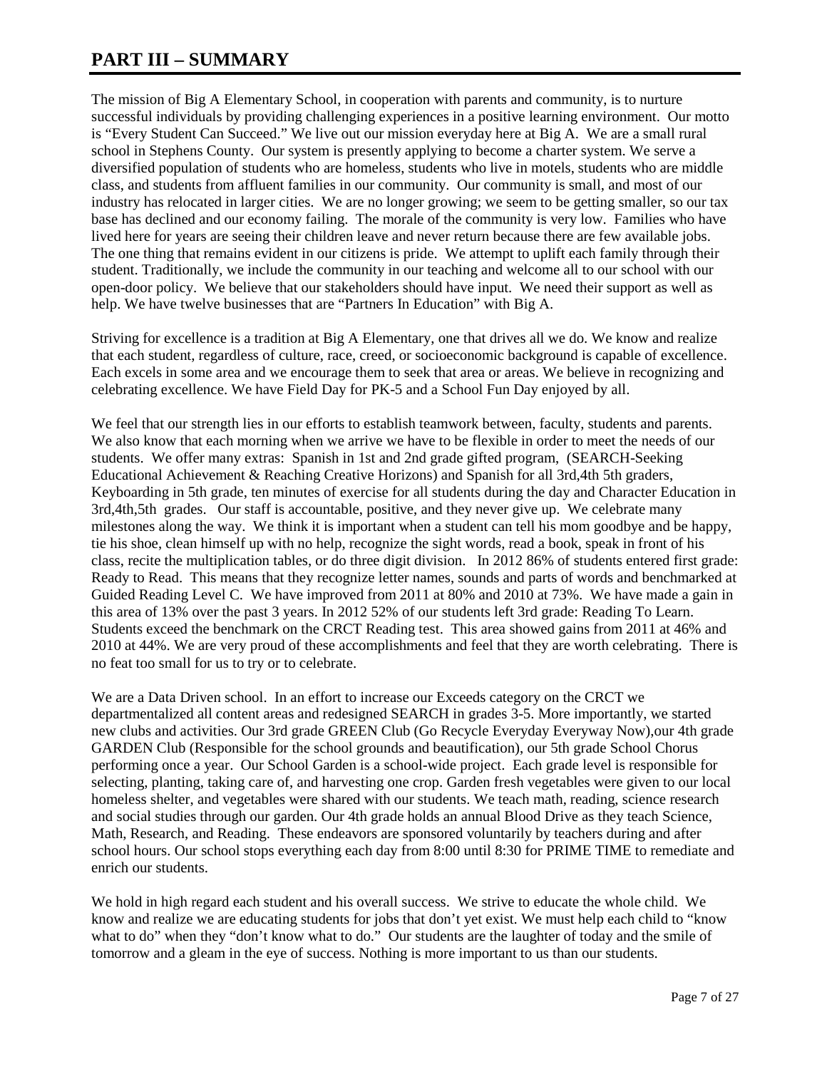# PART III – SUMMARY

The mission of Big A Elementary School, in cooperation with parents and community, is to nurture successful individuals by providing challenging experiences in a positive learning environment. Our motto is "Every Student Can Succeed." We live out our mission everyday here at Big A. We are a small rural school in Stephens County. Our system is presently applying to become a charter system. We serve a diversified population of students who are homeless, students who live in motels, students who are middle class, and students from affluent families in our community. Our community is small, and most of our industry has relocated in larger cities. We are no longer growing; we seem to be getting smaller, so our tax base has declined and our economy failing. The morale of the community is very low. Families who have lived here for years are seeing their children leave and never return because there are few available jobs. The one thing that remains evident in our citizens is pride. We attempt to uplift each family through their student. Traditionally, we include the community in our teaching and welcome all to our school with our open-door policy. We believe that our stakeholders should have input. We need their support as well as help. We have twelve businesses that are "Partners In Education" with Big A.

Striving for excellence is a tradition at Big A Elementary, one that drives all we do. We know and realize that each student, regardless of culture, race, creed, or socioeconomic background is capable of excellence. Each excels in some area and we encourage them to seek that area or areas. We believe in recognizing and celebrating excellence. We have Field Day for PK-5 and a School Fun Day enjoyed by all.

We feel that our strength lies in our efforts to establish teamwork between, faculty, students and parents. We also know that each morning when we arrive we have to be flexible in order to meet the needs of our students. We offer many extras: Spanish in 1st and 2nd grade gifted program, (SEARCH-Seeking Educational Achievement & Reaching Creative Horizons) and Spanish for all 3rd,4th 5th graders, Keyboarding in 5th grade, ten minutes of exercise for all students during the day and Character Education in 3rd,4th,5th grades. Our staff is accountable, positive, and they never give up. We celebrate many milestones along the way. We think it is important when a student can tell his mom goodbye and be happy, tie his shoe, clean himself up with no help, recognize the sight words, read a book, speak in front of his class, recite the multiplication tables, or do three digit division. In 2012 86% of students entered first grade: Ready to Read. This means that they recognize letter names, sounds and parts of words and benchmarked at Guided Reading Level C. We have improved from 2011 at 80% and 2010 at 73%. We have made a gain in this area of 13% over the past 3 years. In 2012 52% of our students left 3rd grade: Reading To Learn. Students exceed the benchmark on the CRCT Reading test. This area showed gains from 2011 at 46% and 2010 at 44%. We are very proud of these accomplishments and feel that they are worth celebrating. There is no feat too small for us to try or to celebrate.

We are a Data Driven school. In an effort to increase our Exceeds category on the CRCT we departmentalized all content areas and redesigned SEARCH in grades 3-5. More importantly, we started new clubs and activities. Our 3rd grade GREEN Club (Go Recycle Everyday Everyway Now),our 4th grade GARDEN Club (Responsible for the school grounds and beautification), our 5th grade School Chorus performing once a year. Our School Garden is a school-wide project. Each grade level is responsible for selecting, planting, taking care of, and harvesting one crop. Garden fresh vegetables were given to our local homeless shelter, and vegetables were shared with our students. We teach math, reading, science research and social studies through our garden. Our 4th grade holds an annual Blood Drive as they teach Science, Math, Research, and Reading. These endeavors are sponsored voluntarily by teachers during and after school hours. Our school stops everything each day from 8:00 until 8:30 for PRIME TIME to remediate and enrich our students.

We hold in high regard each student and his overall success. We strive to educate the whole child. We know and realize we are educating students for jobs that don't yet exist. We must help each child to "know what to do" when they "don't know what to do." Our students are the laughter of today and the smile of tomorrow and a gleam in the eye of success. Nothing is more important to us than our students.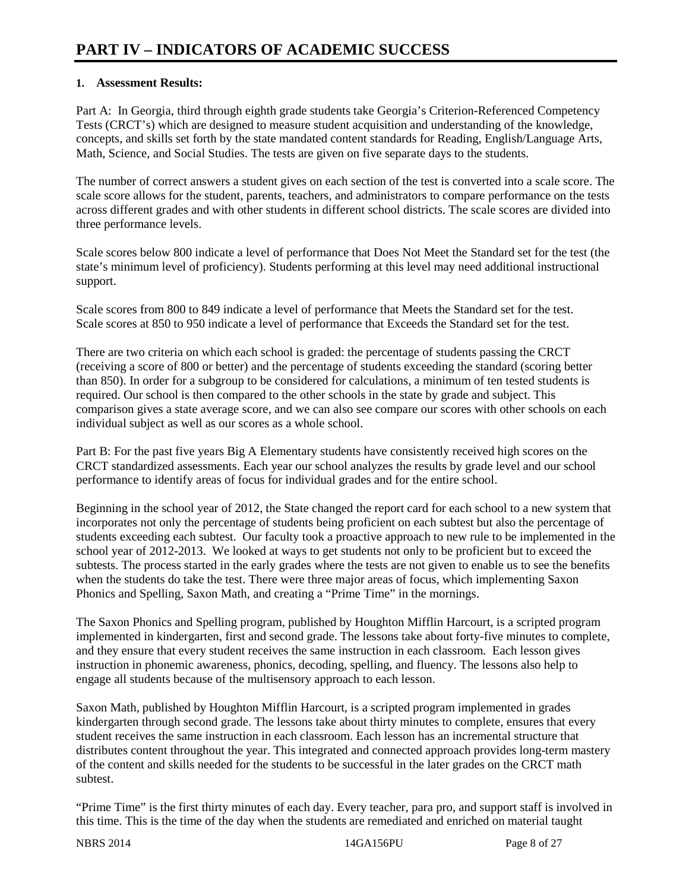# PART IV – INDICATORS OF ACADEMIC SUCCESS

**1. Assessment Results:**

Part A: In Georgia, third through eighth grade students take Georgia's Criterion-Referenced Competency Tests (CRCT's) which are designed to measure student acquisition and understanding of the knowledge, concepts, and skills set forth by the state mandated content standards for Reading, English/Language Arts, Math, Science, and Social Studies. The tests are given on five separate days to the students.

The number of correct answers a student gives on each section of the test is converted into a scale score. The scale score allows for the student, parents, teachers, and administrators to compare performance on the tests across different grades and with other students in different school districts. The scale scores are divided into three performance levels.

Scale scores below 800 indicate a level of performance that Does Not Meet the Standard set for the test (the state's minimum level of proficiency). Students performing at this level may need additional instructional support.

Scale scores from 800 to 849 indicate a level of performance that Meets the Standard set for the test. Scale scores at 850 to 950 indicate a level of performance that Exceeds the Standard set for the test.

There are two criteria on which each school is graded: the percentage of students passing the CRCT (receiving a score of 800 or better) and the percentage of students exceeding the standard (scoring better than 850). In order for a subgroup to be considered for calculations, a minimum of ten tested students is required. Our school is then compared to the other schools in the state by grade and subject. This comparison gives a state average score, and we can also see compare our scores with other schools on each individual subject as well as our scores as a whole school.

Part B: For the past five years Big A Elementary students have consistently received high scores on the CRCT standardized assessments. Each year our school analyzes the results by grade level and our school performance to identify areas of focus for individual grades and for the entire school.

Beginning in the school year of 2012, the State changed the report card for each school to a new system that incorporates not only the percentage of students being proficient on each subtest but also the percentage of students exceeding each subtest. Our faculty took a proactive approach to new rule to be implemented in the school year of 2012-2013. We looked at ways to get students not only to be proficient but to exceed the subtests. The process started in the early grades where the tests are not given to enable us to see the benefits when the students do take the test. There were three major areas of focus, which implementing Saxon Phonics and Spelling, Saxon Math, and creating a "Prime Time" in the mornings.

The Saxon Phonics and Spelling program, published by Houghton Mifflin Harcourt, is a scripted program implemented in kindergarten, first and second grade. The lessons take about forty-five minutes to complete, and they ensure that every student receives the same instruction in each classroom. Each lesson gives instruction in phonemic awareness, phonics, decoding, spelling, and fluency. The lessons also help to engage all students because of the multisensory approach to each lesson.

Saxon Math, published by Houghton Mifflin Harcourt, is a scripted program implemented in grades kindergarten through second grade. The lessons take about thirty minutes to complete, ensures that every student receives the same instruction in each classroom. Each lesson has an incremental structure that distributes content throughout the year. This integrated and connected approach provides long-term mastery of the content and skills needed for the students to be successful in the later grades on the CRCT math subtest.

"Prime Time" is the first thirty minutes of each day. Every teacher, para pro, and support staff is involved in this time. This is the time of the day when the students are remediated and enriched on material taught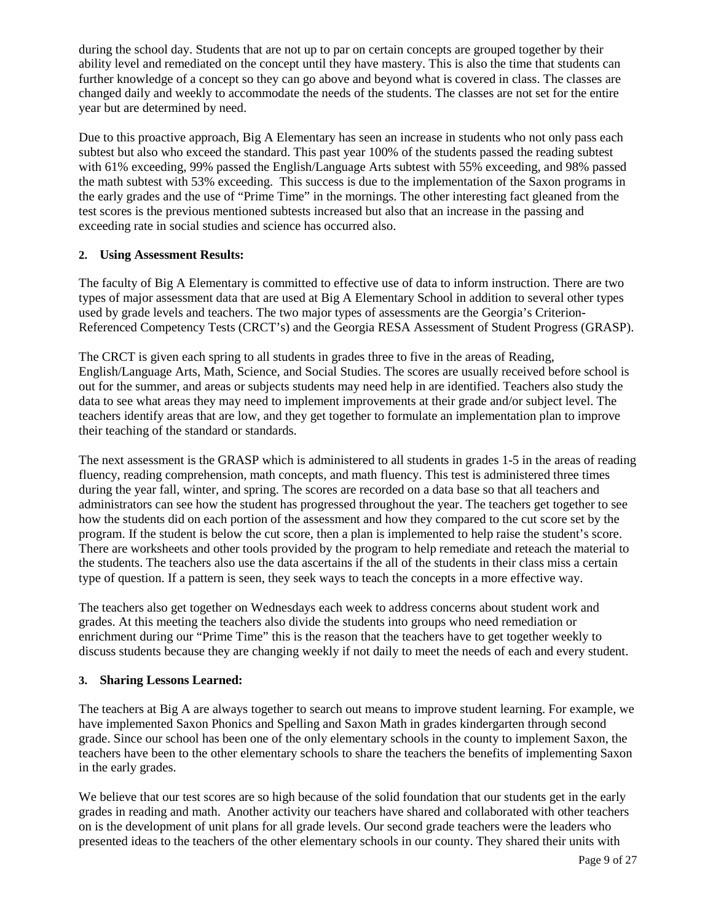during the school day. Students that are not up to par on certain concepts are grouped together by their ability level and remediated on the concept until they have mastery. This is also the time that students can further knowledge of a concept so they can go above and beyond what is covered in class. The classes are changed daily and weekly to accommodate the needs of the students. The classes are not set for the entire year but are determined by need.

Due to this proactive approach, Big A Elementary has seen an increase in students who not only pass each subtest but also who exceed the standard. This past year 100% of the students passed the reading subtest with 61% exceeding, 99% passed the English/Language Arts subtest with 55% exceeding, and 98% passed the math subtest with 53% exceeding. This success is due to the implementation of the Saxon programs in the early grades and the use of "Prime Time" in the mornings. The other interesting fact gleaned from the test scores is the previous mentioned subtests increased but also that an increase in the passing and exceeding rate in social studies and science has occurred also.

**2. Using Assessment Results:**

The faculty of Big A Elementary is committed to effective use of data to inform instruction. There are two types of major assessment data that are used at Big A Elementary School in addition to several other types used by grade levels and teachers. The two major types of assessments are the Georgia's Criterion-Referenced Competency Tests (CRCT's) and the Georgia RESA Assessment of Student Progress (GRASP).

The CRCT is given each spring to all students in grades three to five in the areas of Reading, English/Language Arts, Math, Science, and Social Studies. The scores are usually received before school is out for the summer, and areas or subjects students may need help in are identified. Teachers also study the data to see what areas they may need to implement improvements at their grade and/or subject level. The teachers identify areas that are low, and they get together to formulate an implementation plan to improve their teaching of the standard or standards.

The next assessment is the GRASP which is administered to all students in grades 1-5 in the areas of reading fluency, reading comprehension, math concepts, and math fluency. This test is administered three times during the year fall, winter, and spring. The scores are recorded on a data base so that all teachers and administrators can see how the student has progressed throughout the year. The teachers get together to see how the students did on each portion of the assessment and how they compared to the cut score set by the program. If the student is below the cut score, then a plan is implemented to help raise the student's score. There are worksheets and other tools provided by the program to help remediate and reteach the material to the students. The teachers also use the data ascertains if the all of the students in their class miss a certain type of question. If a pattern is seen, they seek ways to teach the concepts in a more effective way.

The teachers also get together on Wednesdays each week to address concerns about student work and grades. At this meeting the teachers also divide the students into groups who need remediation or enrichment during our "Prime Time" this is the reason that the teachers have to get together weekly to discuss students because they are changing weekly if not daily to meet the needs of each and every student.

**3. Sharing Lessons Learned:**

The teachers at Big A are always together to search out means to improve student learning. For example, we have implemented Saxon Phonics and Spelling and Saxon Math in grades kindergarten through second grade. Since our school has been one of the only elementary schools in the county to implement Saxon, the teachers have been to the other elementary schools to share the teachers the benefits of implementing Saxon in the early grades.

We believe that our test scores are so high because of the solid foundation that our students get in the early grades in reading and math. Another activity our teachers have shared and collaborated with other teachers on is the development of unit plans for all grade levels. Our second grade teachers were the leaders who presented ideas to the teachers of the other elementary schools in our county. They shared their units with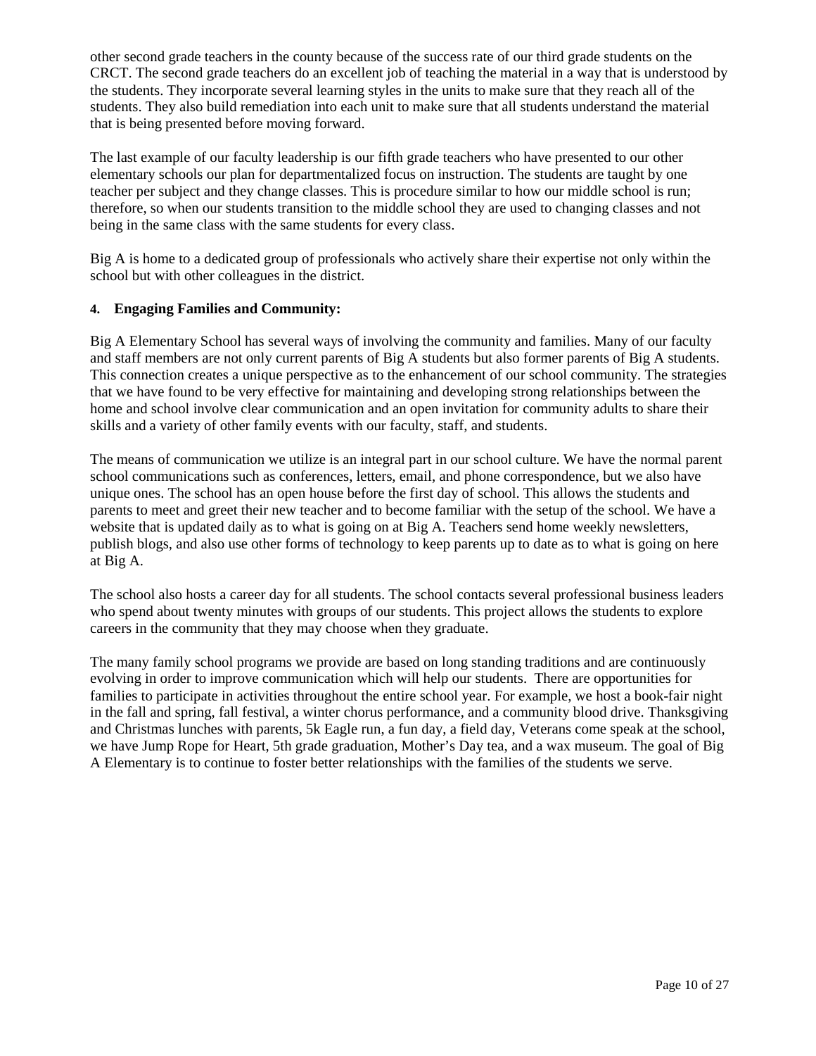other second grade teachers in the county because of the success rate of our third grade students on the CRCT. The second grade teachers do an excellent job of teaching the material in a way that is understood by the students. They incorporate several learning styles in the units to make sure that they reach all of the students. They also build remediation into each unit to make sure that all students understand the material that is being presented before moving forward.

The last example of our faculty leadership is our fifth grade teachers who have presented to our other elementary schools our plan for departmentalized focus on instruction. The students are taught by one teacher per subject and they change classes. This is procedure similar to how our middle school is run; therefore, so when our students transition to the middle school they are used to changing classes and not being in the same class with the same students for every class.

Big A is home to a dedicated group of professionals who actively share their expertise not only within the school but with other colleagues in the district.

**4. Engaging Families and Community:**

Big A Elementary School has several ways of involving the community and families. Many of our faculty and staff members are not only current parents of Big A students but also former parents of Big A students. This connection creates a unique perspective as to the enhancement of our school community. The strategies that we have found to be very effective for maintaining and developing strong relationships between the home and school involve clear communication and an open invitation for community adults to share their skills and a variety of other family events with our faculty, staff, and students.

The means of communication we utilize is an integral part in our school culture. We have the normal parent school communications such as conferences, letters, email, and phone correspondence, but we also have unique ones. The school has an open house before the first day of school. This allows the students and parents to meet and greet their new teacher and to become familiar with the setup of the school. We have a website that is updated daily as to what is going on at Big A. Teachers send home weekly newsletters, publish blogs, and also use other forms of technology to keep parents up to date as to what is going on here at Big A.

The school also hosts a career day for all students. The school contacts several professional business leaders who spend about twenty minutes with groups of our students. This project allows the students to explore careers in the community that they may choose when they graduate.

The many family school programs we provide are based on long standing traditions and are continuously evolving in order to improve communication which will help our students. There are opportunities for families to participate in activities throughout the entire school year. For example, we host a book-fair night in the fall and spring, fall festival, a winter chorus performance, and a community blood drive. Thanksgiving and Christmas lunches with parents, 5k Eagle run, a fun day, a field day, Veterans come speak at the school, we have Jump Rope for Heart, 5th grade graduation, Mother's Day tea, and a wax museum. The goal of Big A Elementary is to continue to foster better relationships with the families of the students we serve.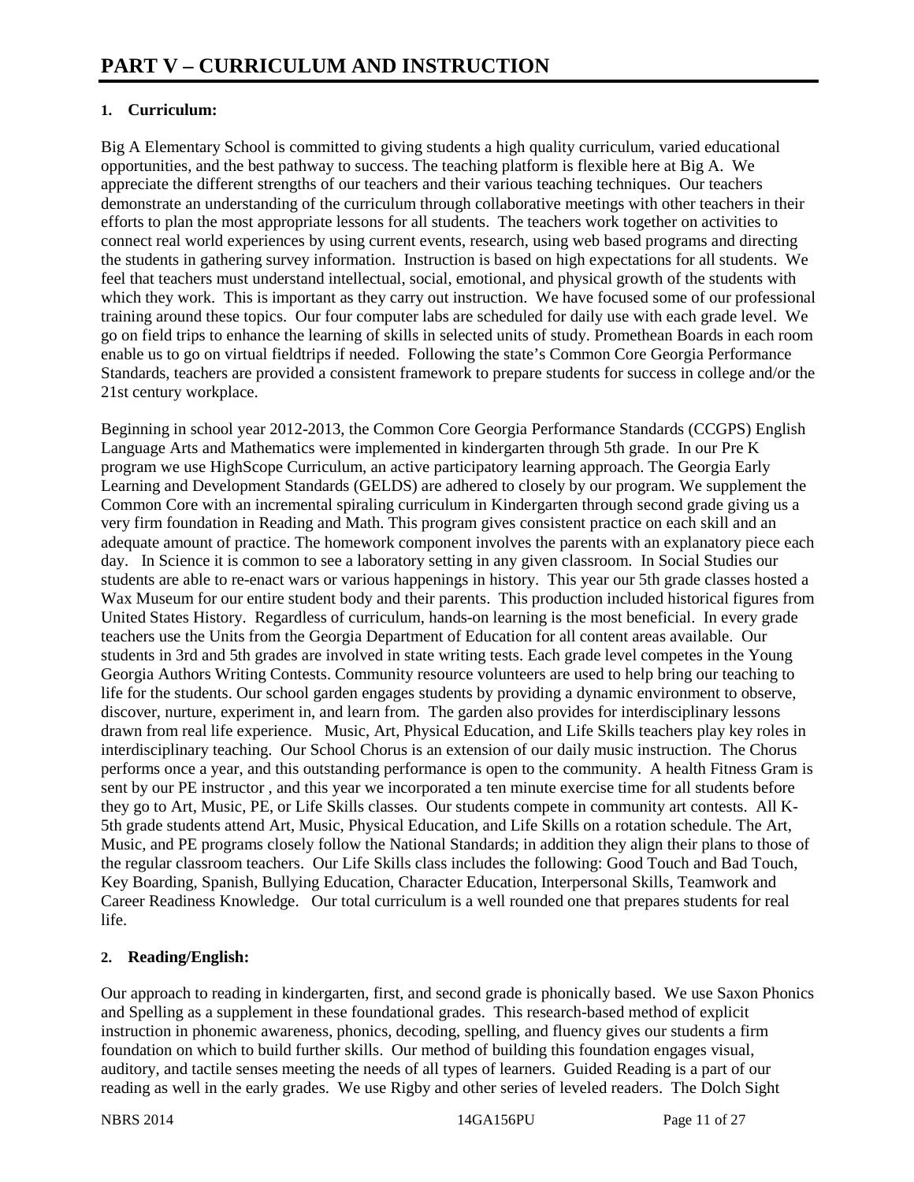# PART V – CURRICULUM AND INSTRUCTION

**1. Curriculum:**

Big A Elementary School is committed to giving students a high quality curriculum, varied educational opportunities, and the best pathway to success. The teaching platform is flexible here at Big A. We appreciate the different strengths of our teachers and their various teaching techniques. Our teachers demonstrate an understanding of the curriculum through collaborative meetings with other teachers in their efforts to plan the most appropriate lessons for all students. The teachers work together on activities to connect real world experiences by using current events, research, using web based programs and directing the students in gathering survey information. Instruction is based on high expectations for all students. We feel that teachers must understand intellectual, social, emotional, and physical growth of the students with which they work. This is important as they carry out instruction. We have focused some of our professional training around these topics. Our four computer labs are scheduled for daily use with each grade level. We go on field trips to enhance the learning of skills in selected units of study. Promethean Boards in each room enable us to go on virtual fieldtrips if needed. Following the state's Common Core Georgia Performance Standards, teachers are provided a consistent framework to prepare students for success in college and/or the 21st century workplace.

Beginning in school year 2012-2013, the Common Core Georgia Performance Standards (CCGPS) English Language Arts and Mathematics were implemented in kindergarten through 5th grade. In our Pre K program we use HighScope Curriculum, an active participatory learning approach. The Georgia Early Learning and Development Standards (GELDS) are adhered to closely by our program. We supplement the Common Core with an incremental spiraling curriculum in Kindergarten through second grade giving us a very firm foundation in Reading and Math. This program gives consistent practice on each skill and an adequate amount of practice. The homework component involves the parents with an explanatory piece each day. In Science it is common to see a laboratory setting in any given classroom. In Social Studies our students are able to re-enact wars or various happenings in history. This year our 5th grade classes hosted a Wax Museum for our entire student body and their parents. This production included historical figures from United States History. Regardless of curriculum, hands-on learning is the most beneficial. In every grade teachers use the Units from the Georgia Department of Education for all content areas available. Our students in 3rd and 5th grades are involved in state writing tests. Each grade level competes in the Young Georgia Authors Writing Contests. Community resource volunteers are used to help bring our teaching to life for the students. Our school garden engages students by providing a dynamic environment to observe, discover, nurture, experiment in, and learn from. The garden also provides for interdisciplinary lessons drawn from real life experience. Music, Art, Physical Education, and Life Skills teachers play key roles in interdisciplinary teaching. Our School Chorus is an extension of our daily music instruction. The Chorus performs once a year, and this outstanding performance is open to the community. A health Fitness Gram is sent by our PE instructor , and this year we incorporated a ten minute exercise time for all students before they go to Art, Music, PE, or Life Skills classes. Our students compete in community art contests. All K-5th grade students attend Art, Music, Physical Education, and Life Skills on a rotation schedule. The Art, Music, and PE programs closely follow the National Standards; in addition they align their plans to those of the regular classroom teachers. Our Life Skills class includes the following: Good Touch and Bad Touch, Key Boarding, Spanish, Bullying Education, Character Education, Interpersonal Skills, Teamwork and Career Readiness Knowledge. Our total curriculum is a well rounded one that prepares students for real life.

**2. Reading/English:**

Our approach to reading in kindergarten, first, and second grade is phonically based. We use Saxon Phonics and Spelling as a supplement in these foundational grades. This research-based method of explicit instruction in phonemic awareness, phonics, decoding, spelling, and fluency gives our students a firm foundation on which to build further skills. Our method of building this foundation engages visual, auditory, and tactile senses meeting the needs of all types of learners. Guided Reading is a part of our reading as well in the early grades. We use Rigby and other series of leveled readers. The Dolch Sight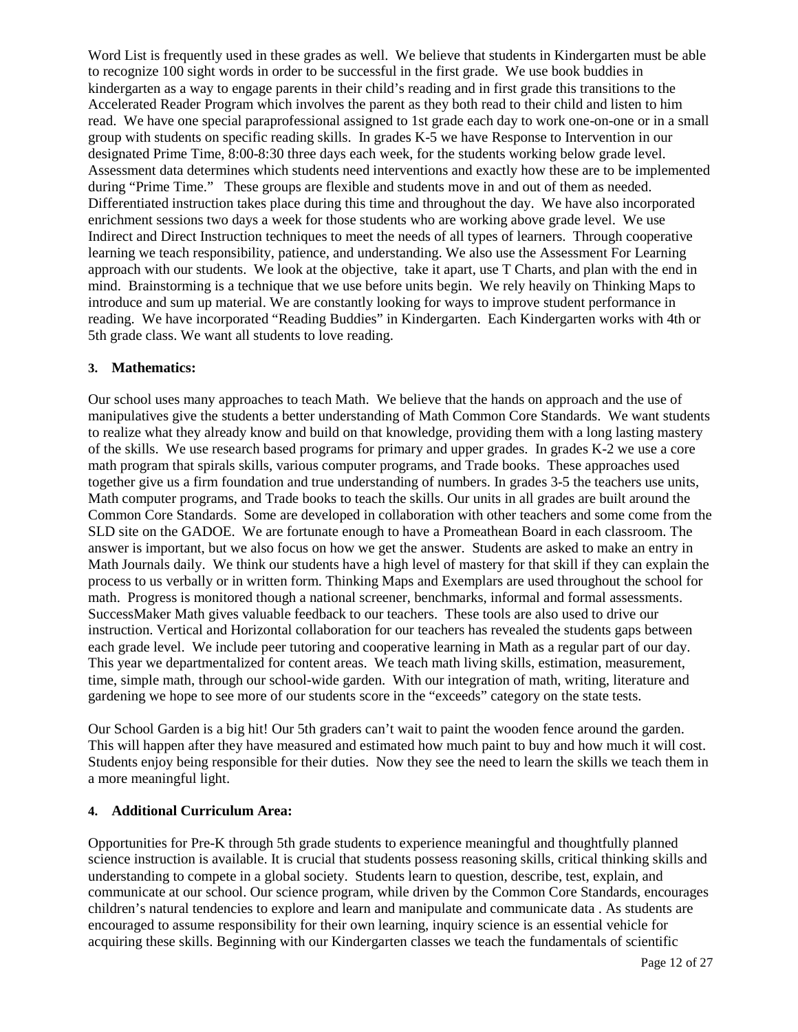Word List is frequently used in these grades as well. We believe that students in Kindergarten must be able to recognize 100 sight words in order to be successful in the first grade. We use book buddies in kindergarten as a way to engage parents in their child's reading and in first grade this transitions to the Accelerated Reader Program which involves the parent as they both read to their child and listen to him read. We have one special paraprofessional assigned to 1st grade each day to work one-on-one or in a small group with students on specific reading skills. In grades K-5 we have Response to Intervention in our designated Prime Time, 8:00-8:30 three days each week, for the students working below grade level. Assessment data determines which students need interventions and exactly how these are to be implemented during "Prime Time." These groups are flexible and students move in and out of them as needed. Differentiated instruction takes place during this time and throughout the day. We have also incorporated enrichment sessions two days a week for those students who are working above grade level. We use Indirect and Direct Instruction techniques to meet the needs of all types of learners. Through cooperative learning we teach responsibility, patience, and understanding. We also use the Assessment For Learning approach with our students. We look at the objective, take it apart, use T Charts, and plan with the end in mind. Brainstorming is a technique that we use before units begin. We rely heavily on Thinking Maps to introduce and sum up material. We are constantly looking for ways to improve student performance in reading. We have incorporated "Reading Buddies" in Kindergarten. Each Kindergarten works with 4th or 5th grade class. We want all students to love reading.

**3. Mathematics:**

Our school uses many approaches to teach Math. We believe that the hands on approach and the use of manipulatives give the students a better understanding of Math Common Core Standards. We want students to realize what they already know and build on that knowledge, providing them with a long lasting mastery of the skills. We use research based programs for primary and upper grades. In grades K-2 we use a core math program that spirals skills, various computer programs, and Trade books. These approaches used together give us a firm foundation and true understanding of numbers. In grades 3-5 the teachers use units, Math computer programs, and Trade books to teach the skills. Our units in all grades are built around the Common Core Standards. Some are developed in collaboration with other teachers and some come from the SLD site on the GADOE. We are fortunate enough to have a Promeathean Board in each classroom. The answer is important, but we also focus on how we get the answer. Students are asked to make an entry in Math Journals daily. We think our students have a high level of mastery for that skill if they can explain the process to us verbally or in written form. Thinking Maps and Exemplars are used throughout the school for math. Progress is monitored though a national screener, benchmarks, informal and formal assessments. SuccessMaker Math gives valuable feedback to our teachers. These tools are also used to drive our instruction. Vertical and Horizontal collaboration for our teachers has revealed the students gaps between each grade level. We include peer tutoring and cooperative learning in Math as a regular part of our day. This year we departmentalized for content areas. We teach math living skills, estimation, measurement, time, simple math, through our school-wide garden. With our integration of math, writing, literature and gardening we hope to see more of our students score in the "exceeds" category on the state tests.

Our School Garden is a big hit! Our 5th graders can't wait to paint the wooden fence around the garden. This will happen after they have measured and estimated how much paint to buy and how much it will cost. Students enjoy being responsible for their duties. Now they see the need to learn the skills we teach them in a more meaningful light.

**4. Additional Curriculum Area:**

Opportunities for Pre-K through 5th grade students to experience meaningful and thoughtfully planned science instruction is available. It is crucial that students possess reasoning skills, critical thinking skills and understanding to compete in a global society. Students learn to question, describe, test, explain, and communicate at our school. Our science program, while driven by the Common Core Standards, encourages children's natural tendencies to explore and learn and manipulate and communicate data . As students are encouraged to assume responsibility for their own learning, inquiry science is an essential vehicle for acquiring these skills. Beginning with our Kindergarten classes we teach the fundamentals of scientific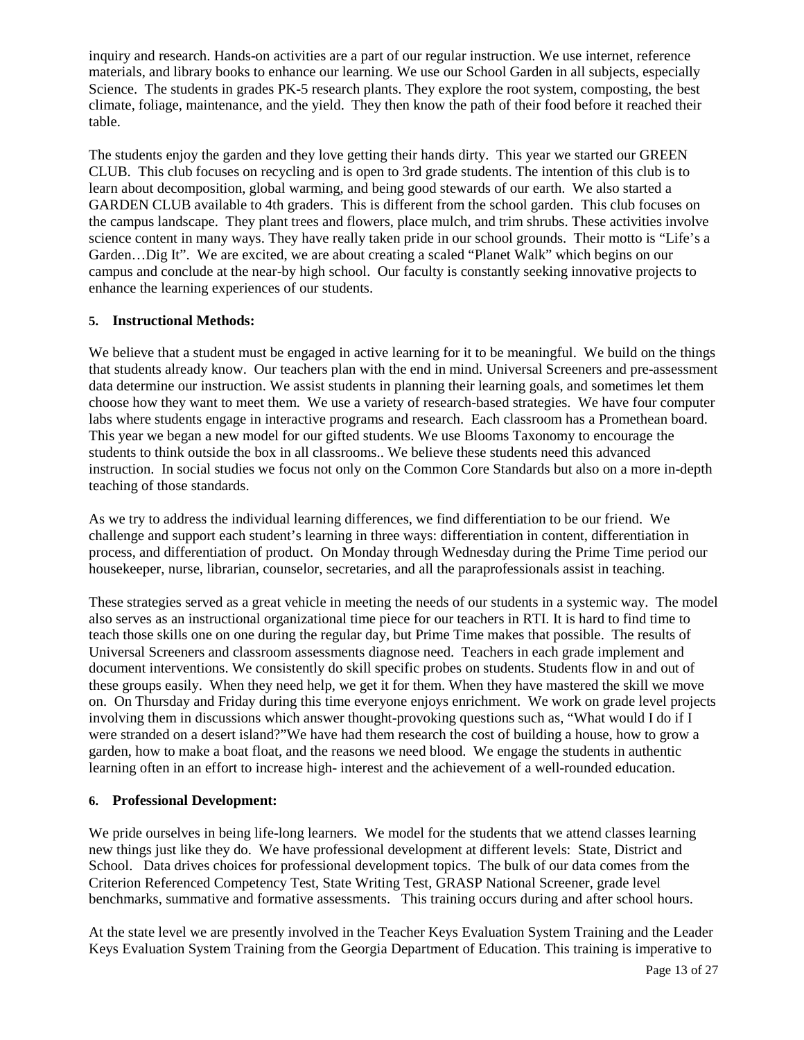inquiry and research. Hands-on activities are a part of our regular instruction. We use internet, reference materials, and library books to enhance our learning. We use our School Garden in all subjects, especially Science. The students in grades PK-5 research plants. They explore the root system, composting, the best climate, foliage, maintenance, and the yield. They then know the path of their food before it reached their table.

The students enjoy the garden and they love getting their hands dirty. This year we started our GREEN CLUB. This club focuses on recycling and is open to 3rd grade students. The intention of this club is to learn about decomposition, global warming, and being good stewards of our earth. We also started a GARDEN CLUB available to 4th graders. This is different from the school garden. This club focuses on the campus landscape. They plant trees and flowers, place mulch, and trim shrubs. These activities involve science content in many ways. They have really taken pride in our school grounds. Their motto is "Life's a Garden…Dig It". We are excited, we are about creating a scaled "Planet Walk" which begins on our campus and conclude at the near-by high school. Our faculty is constantly seeking innovative projects to enhance the learning experiences of our students.

**5. Instructional Methods:**

We believe that a student must be engaged in active learning for it to be meaningful. We build on the things that students already know. Our teachers plan with the end in mind. Universal Screeners and pre-assessment data determine our instruction. We assist students in planning their learning goals, and sometimes let them choose how they want to meet them. We use a variety of research-based strategies. We have four computer labs where students engage in interactive programs and research. Each classroom has a Promethean board. This year we began a new model for our gifted students. We use Blooms Taxonomy to encourage the students to think outside the box in all classrooms.. We believe these students need this advanced instruction. In social studies we focus not only on the Common Core Standards but also on a more in-depth teaching of those standards.

As we try to address the individual learning differences, we find differentiation to be our friend. We challenge and support each student's learning in three ways: differentiation in content, differentiation in process, and differentiation of product. On Monday through Wednesday during the Prime Time period our housekeeper, nurse, librarian, counselor, secretaries, and all the paraprofessionals assist in teaching.

These strategies served as a great vehicle in meeting the needs of our students in a systemic way. The model also serves as an instructional organizational time piece for our teachers in RTI. It is hard to find time to teach those skills one on one during the regular day, but Prime Time makes that possible. The results of Universal Screeners and classroom assessments diagnose need. Teachers in each grade implement and document interventions. We consistently do skill specific probes on students. Students flow in and out of these groups easily. When they need help, we get it for them. When they have mastered the skill we move on. On Thursday and Friday during this time everyone enjoys enrichment. We work on grade level projects involving them in discussions which answer thought-provoking questions such as, "What would I do if I were stranded on a desert island?"We have had them research the cost of building a house, how to grow a garden, how to make a boat float, and the reasons we need blood. We engage the students in authentic learning often in an effort to increase high- interest and the achievement of a well-rounded education.

**6. Professional Development:**

We pride ourselves in being life-long learners. We model for the students that we attend classes learning new things just like they do. We have professional development at different levels: State, District and School. Data drives choices for professional development topics. The bulk of our data comes from the Criterion Referenced Competency Test, State Writing Test, GRASP National Screener, grade level benchmarks, summative and formative assessments. This training occurs during and after school hours.

At the state level we are presently involved in the Teacher Keys Evaluation System Training and the Leader Keys Evaluation System Training from the Georgia Department of Education. This training is imperative to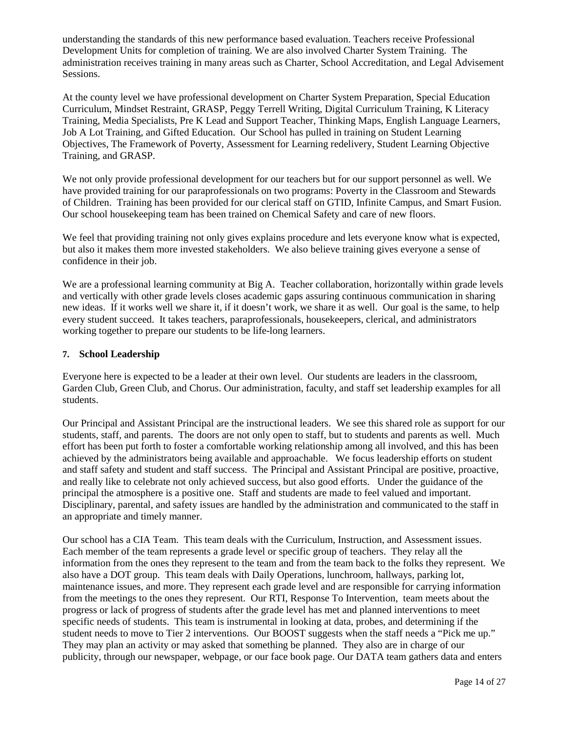understanding the standards of this new performance based evaluation. Teachers receive Professional Development Units for completion of training. We are also involved Charter System Training. The administration receives training in many areas such as Charter, School Accreditation, and Legal Advisement Sessions.

At the county level we have professional development on Charter System Preparation, Special Education Curriculum, Mindset Restraint, GRASP, Peggy Terrell Writing, Digital Curriculum Training, K Literacy Training, Media Specialists, Pre K Lead and Support Teacher, Thinking Maps, English Language Learners, Job A Lot Training, and Gifted Education. Our School has pulled in training on Student Learning Objectives, The Framework of Poverty, Assessment for Learning redelivery, Student Learning Objective Training, and GRASP.

We not only provide professional development for our teachers but for our support personnel as well. We have provided training for our paraprofessionals on two programs: Poverty in the Classroom and Stewards of Children. Training has been provided for our clerical staff on GTID, Infinite Campus, and Smart Fusion. Our school housekeeping team has been trained on Chemical Safety and care of new floors.

We feel that providing training not only gives explains procedure and lets everyone know what is expected, but also it makes them more invested stakeholders. We also believe training gives everyone a sense of confidence in their job.

We are a professional learning community at Big A. Teacher collaboration, horizontally within grade levels and vertically with other grade levels closes academic gaps assuring continuous communication in sharing new ideas. If it works well we share it, if it doesn't work, we share it as well. Our goal is the same, to help every student succeed. It takes teachers, paraprofessionals, housekeepers, clerical, and administrators working together to prepare our students to be life-long learners.

**7. School Leadership**

Everyone here is expected to be a leader at their own level. Our students are leaders in the classroom, Garden Club, Green Club, and Chorus. Our administration, faculty, and staff set leadership examples for all students.

Our Principal and Assistant Principal are the instructional leaders. We see this shared role as support for our students, staff, and parents. The doors are not only open to staff, but to students and parents as well. Much effort has been put forth to foster a comfortable working relationship among all involved, and this has been achieved by the administrators being available and approachable. We focus leadership efforts on student and staff safety and student and staff success. The Principal and Assistant Principal are positive, proactive, and really like to celebrate not only achieved success, but also good efforts. Under the guidance of the principal the atmosphere is a positive one. Staff and students are made to feel valued and important. Disciplinary, parental, and safety issues are handled by the administration and communicated to the staff in an appropriate and timely manner.

Our school has a CIA Team. This team deals with the Curriculum, Instruction, and Assessment issues. Each member of the team represents a grade level or specific group of teachers. They relay all the information from the ones they represent to the team and from the team back to the folks they represent. We also have a DOT group. This team deals with Daily Operations, lunchroom, hallways, parking lot, maintenance issues, and more. They represent each grade level and are responsible for carrying information from the meetings to the ones they represent. Our RTI, Response To Intervention, team meets about the progress or lack of progress of students after the grade level has met and planned interventions to meet specific needs of students. This team is instrumental in looking at data, probes, and determining if the student needs to move to Tier 2 interventions. Our BOOST suggests when the staff needs a "Pick me up." They may plan an activity or may asked that something be planned. They also are in charge of our publicity, through our newspaper, webpage, or our face book page. Our DATA team gathers data and enters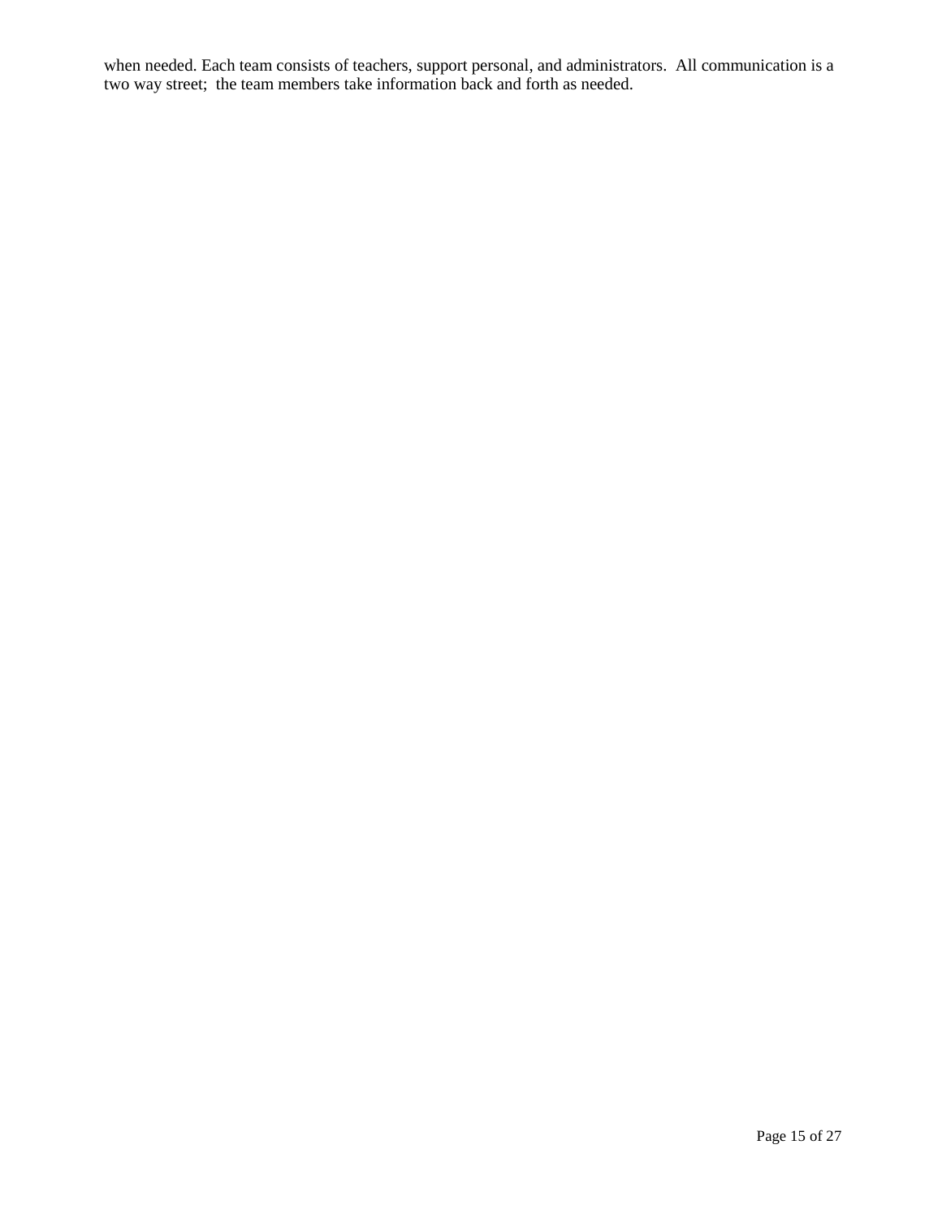when needed. Each team consists of teachers, support personal, and administrators.  All communication is a two way street;  the team members take information back and forth as needed.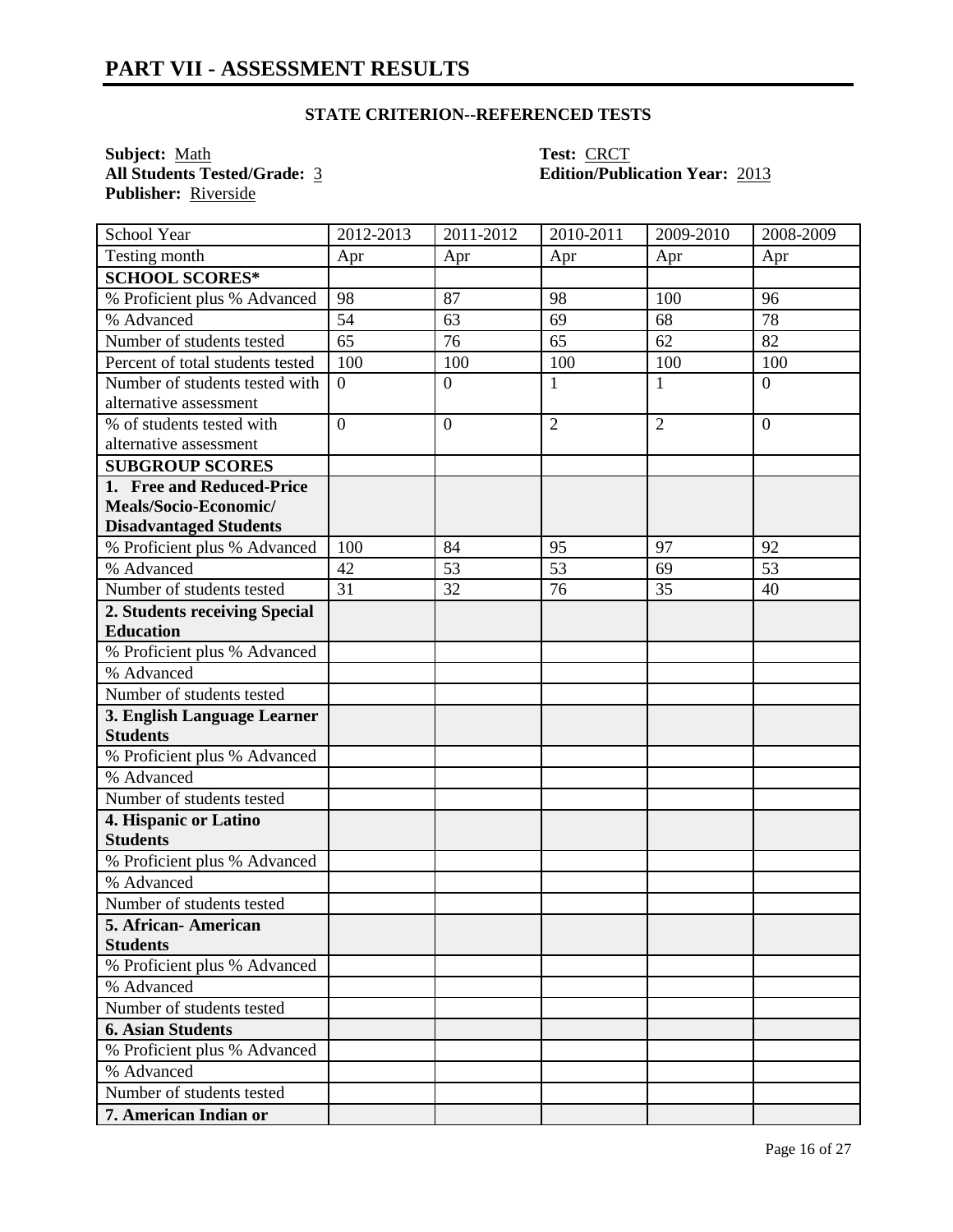# PART VII - ASSESSMENT RESULTS

### STATE CRITERION--REFERENCED TESTS

**Subject:** Math
**All Students Tested/Grade:** 3
**Publisher:** Riverside

**Test:** CRCT
**Edition/Publication Year:** 2013

| School Year | 2012-2013 | 2011-2012 | 2010-2011 | 2009-2010 | 2008-2009 |
|---|---|---|---|---|---|
| Testing month | Apr | Apr | Apr | Apr | Apr |
| **SCHOOL SCORES*** | | | | | |
| % Proficient plus % Advanced | 98 | 87 | 98 | 100 | 96 |
| % Advanced | 54 | 63 | 69 | 68 | 78 |
| Number of students tested | 65 | 76 | 65 | 62 | 82 |
| Percent of total students tested | 100 | 100 | 100 | 100 | 100 |
| Number of students tested with alternative assessment | 0 | 0 | 1 | 1 | 0 |
| % of students tested with alternative assessment | 0 | 0 | 2 | 2 | 0 |
| **SUBGROUP SCORES** | | | | | |
| **1. Free and Reduced-Price Meals/Socio-Economic/ Disadvantaged Students** | | | | | |
| % Proficient plus % Advanced | 100 | 84 | 95 | 97 | 92 |
| % Advanced | 42 | 53 | 53 | 69 | 53 |
| Number of students tested | 31 | 32 | 76 | 35 | 40 |
| **2. Students receiving Special Education** | | | | | |
| % Proficient plus % Advanced | | | | | |
| % Advanced | | | | | |
| Number of students tested | | | | | |
| **3. English Language Learner Students** | | | | | |
| % Proficient plus % Advanced | | | | | |
| % Advanced | | | | | |
| Number of students tested | | | | | |
| **4. Hispanic or Latino Students** | | | | | |
| % Proficient plus % Advanced | | | | | |
| % Advanced | | | | | |
| Number of students tested | | | | | |
| **5. African- American Students** | | | | | |
| % Proficient plus % Advanced | | | | | |
| % Advanced | | | | | |
| Number of students tested | | | | | |
| **6. Asian Students** | | | | | |
| % Proficient plus % Advanced | | | | | |
| % Advanced | | | | | |
| Number of students tested | | | | | |
| **7. American Indian or** | | | | | |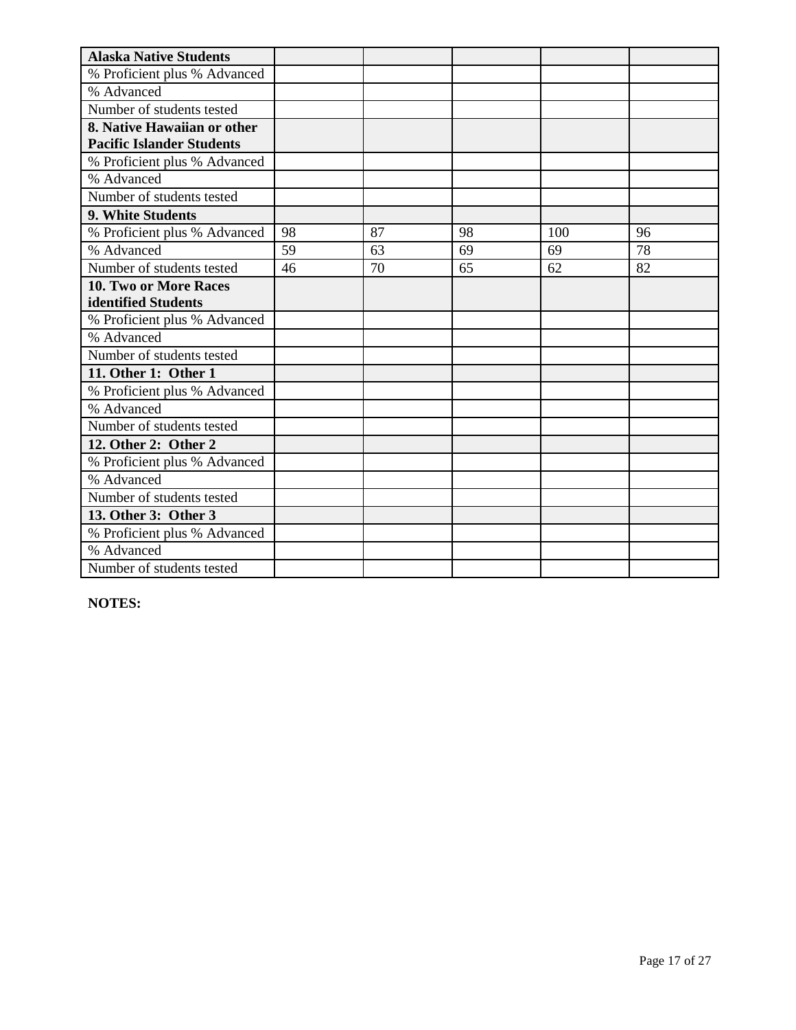| Alaska Native Students | | | | | |
|---|---|---|---|---|---|
| % Proficient plus % Advanced | | | | | |
| % Advanced | | | | | |
| Number of students tested | | | | | |
| **8. Native Hawaiian or other Pacific Islander Students** | | | | | |
| % Proficient plus % Advanced | | | | | |
| % Advanced | | | | | |
| Number of students tested | | | | | |
| **9. White Students** | | | | | |
| % Proficient plus % Advanced | 98 | 87 | 98 | 100 | 96 |
| % Advanced | 59 | 63 | 69 | 69 | 78 |
| Number of students tested | 46 | 70 | 65 | 62 | 82 |
| **10. Two or More Races identified Students** | | | | | |
| % Proficient plus % Advanced | | | | | |
| % Advanced | | | | | |
| Number of students tested | | | | | |
| **11. Other 1: Other 1** | | | | | |
| % Proficient plus % Advanced | | | | | |
| % Advanced | | | | | |
| Number of students tested | | | | | |
| **12. Other 2: Other 2** | | | | | |
| % Proficient plus % Advanced | | | | | |
| % Advanced | | | | | |
| Number of students tested | | | | | |
| **13. Other 3: Other 3** | | | | | |
| % Proficient plus % Advanced | | | | | |
| % Advanced | | | | | |
| Number of students tested | | | | | |

**NOTES:**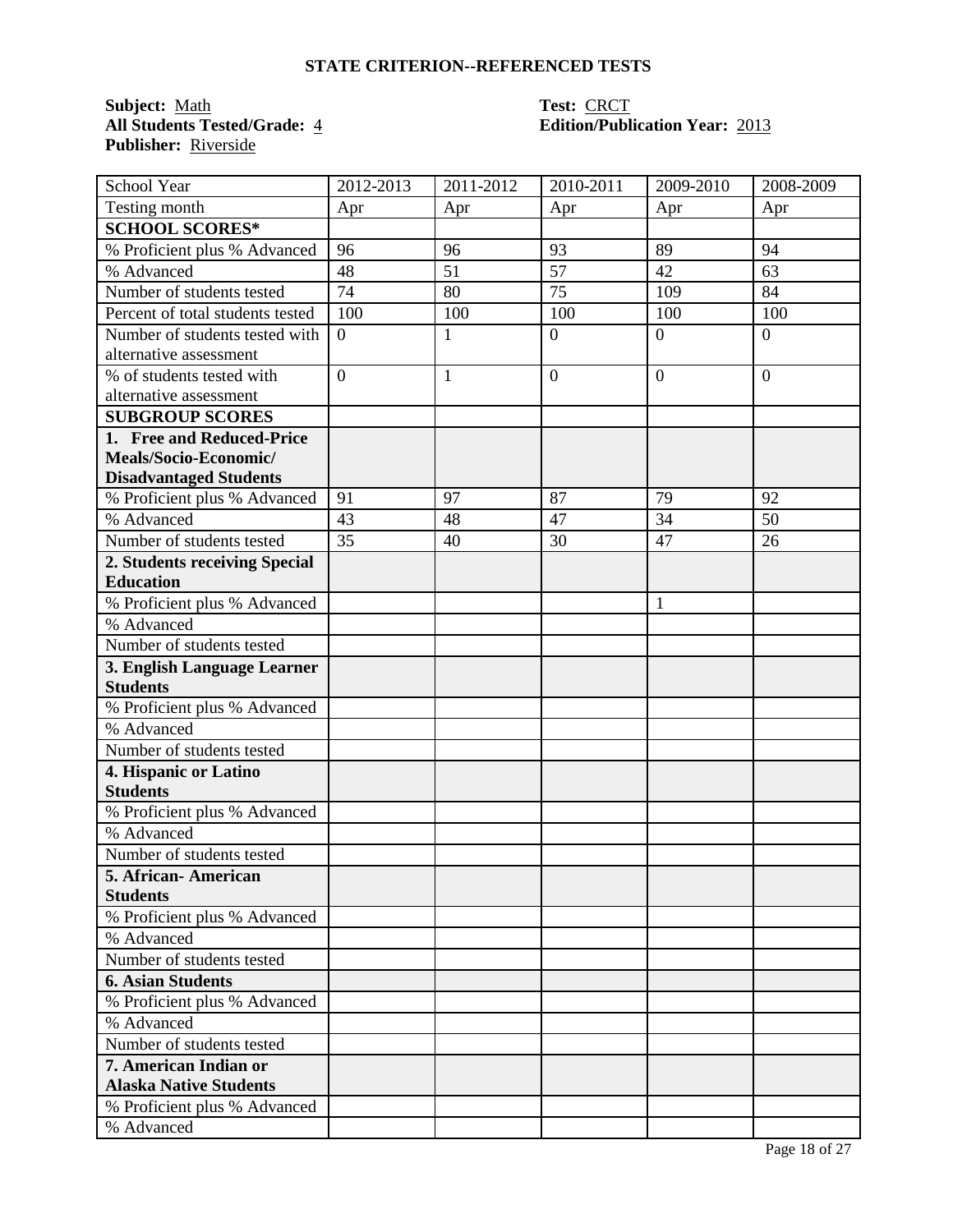## STATE CRITERION--REFERENCED TESTS

**Subject:** Math  
**All Students Tested/Grade:** 4  
**Publisher:** Riverside

**Test:** CRCT  
**Edition/Publication Year:** 2013

| School Year | 2012-2013 | 2011-2012 | 2010-2011 | 2009-2010 | 2008-2009 |
|---|---|---|---|---|---|
| Testing month | Apr | Apr | Apr | Apr | Apr |
| **SCHOOL SCORES*** | | | | | |
| % Proficient plus % Advanced | 96 | 96 | 93 | 89 | 94 |
| % Advanced | 48 | 51 | 57 | 42 | 63 |
| Number of students tested | 74 | 80 | 75 | 109 | 84 |
| Percent of total students tested | 100 | 100 | 100 | 100 | 100 |
| Number of students tested with alternative assessment | 0 | 1 | 0 | 0 | 0 |
| % of students tested with alternative assessment | 0 | 1 | 0 | 0 | 0 |
| **SUBGROUP SCORES** | | | | | |
| **1. Free and Reduced-Price Meals/Socio-Economic/ Disadvantaged Students** | | | | | |
| % Proficient plus % Advanced | 91 | 97 | 87 | 79 | 92 |
| % Advanced | 43 | 48 | 47 | 34 | 50 |
| Number of students tested | 35 | 40 | 30 | 47 | 26 |
| **2. Students receiving Special Education** | | | | | |
| % Proficient plus % Advanced | | | | 1 | |
| % Advanced | | | | | |
| Number of students tested | | | | | |
| **3. English Language Learner Students** | | | | | |
| % Proficient plus % Advanced | | | | | |
| % Advanced | | | | | |
| Number of students tested | | | | | |
| **4. Hispanic or Latino Students** | | | | | |
| % Proficient plus % Advanced | | | | | |
| % Advanced | | | | | |
| Number of students tested | | | | | |
| **5. African- American Students** | | | | | |
| % Proficient plus % Advanced | | | | | |
| % Advanced | | | | | |
| Number of students tested | | | | | |
| **6. Asian Students** | | | | | |
| % Proficient plus % Advanced | | | | | |
| % Advanced | | | | | |
| Number of students tested | | | | | |
| **7. American Indian or Alaska Native Students** | | | | | |
| % Proficient plus % Advanced | | | | | |
| % Advanced | | | | | |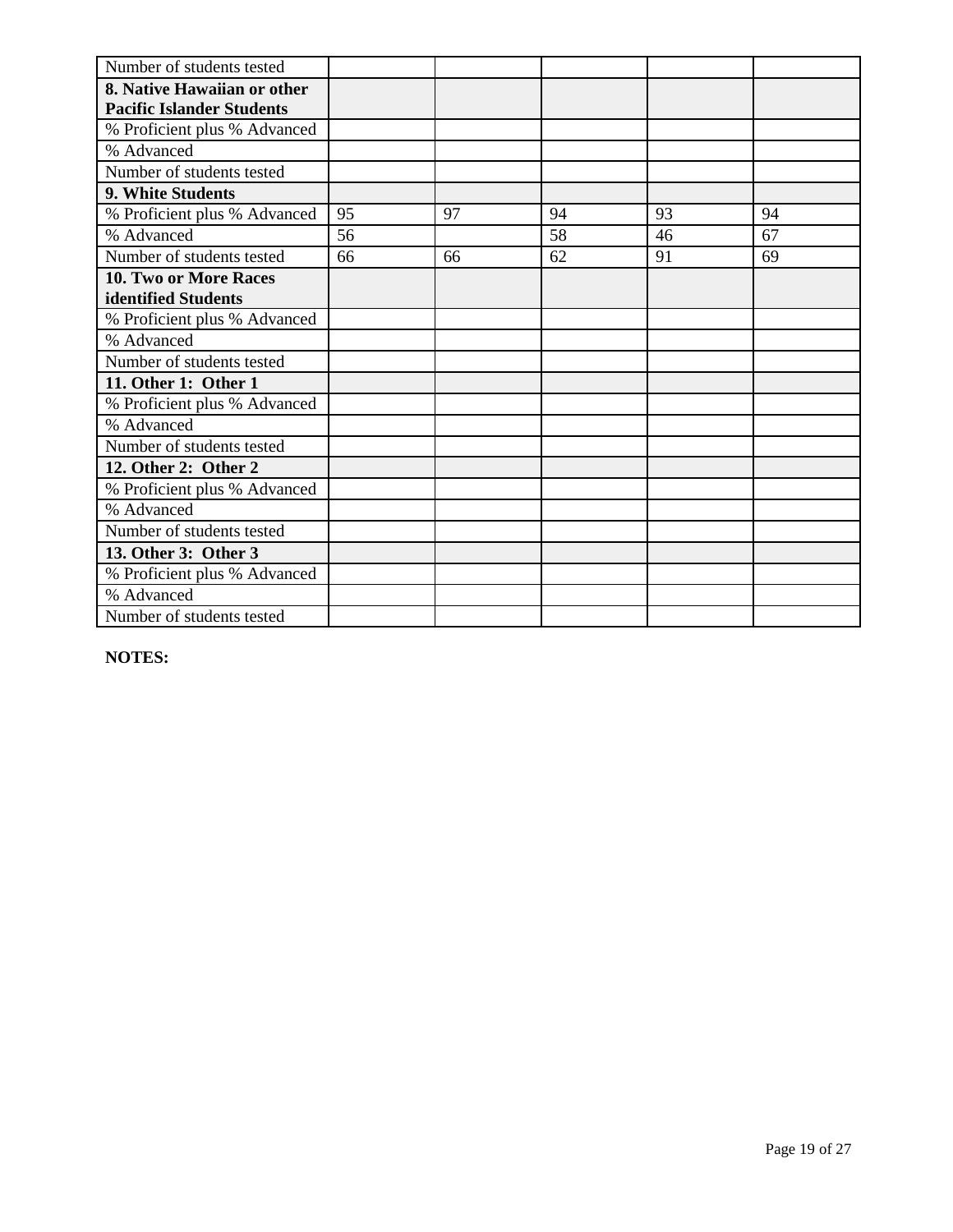| Number of students tested | | | | | |
|---|---|---|---|---|---|
| **8. Native Hawaiian or other Pacific Islander Students** | | | | | |
| % Proficient plus % Advanced | | | | | |
| % Advanced | | | | | |
| Number of students tested | | | | | |
| **9. White Students** | | | | | |
| % Proficient plus % Advanced | 95 | 97 | 94 | 93 | 94 |
| % Advanced | 56 | | 58 | 46 | 67 |
| Number of students tested | 66 | 66 | 62 | 91 | 69 |
| **10. Two or More Races identified Students** | | | | | |
| % Proficient plus % Advanced | | | | | |
| % Advanced | | | | | |
| Number of students tested | | | | | |
| **11. Other 1: Other 1** | | | | | |
| % Proficient plus % Advanced | | | | | |
| % Advanced | | | | | |
| Number of students tested | | | | | |
| **12. Other 2: Other 2** | | | | | |
| % Proficient plus % Advanced | | | | | |
| % Advanced | | | | | |
| Number of students tested | | | | | |
| **13. Other 3: Other 3** | | | | | |
| % Proficient plus % Advanced | | | | | |
| % Advanced | | | | | |
| Number of students tested | | | | | |

**NOTES:**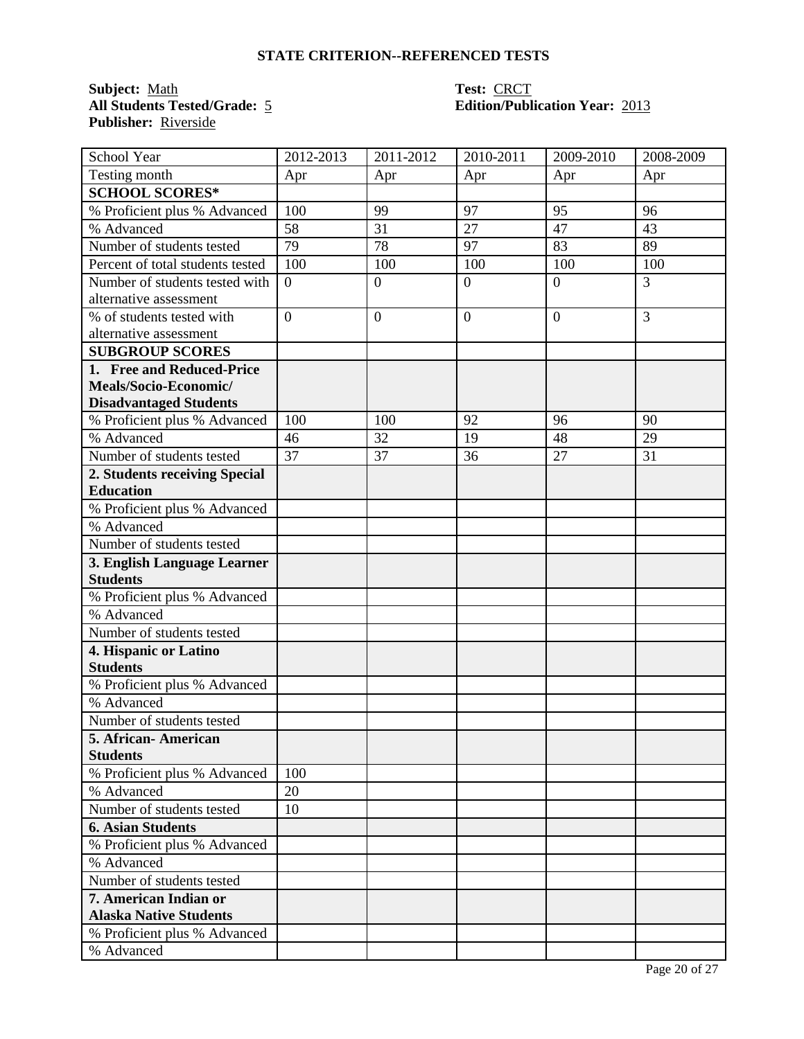## STATE CRITERION--REFERENCED TESTS

**Subject:** Math
**All Students Tested/Grade:** 5
**Publisher:** Riverside

**Test:** CRCT
**Edition/Publication Year:** 2013

| School Year | 2012-2013 | 2011-2012 | 2010-2011 | 2009-2010 | 2008-2009 |
|---|---|---|---|---|---|
| Testing month | Apr | Apr | Apr | Apr | Apr |
| **SCHOOL SCORES*** | | | | | |
| % Proficient plus % Advanced | 100 | 99 | 97 | 95 | 96 |
| % Advanced | 58 | 31 | 27 | 47 | 43 |
| Number of students tested | 79 | 78 | 97 | 83 | 89 |
| Percent of total students tested | 100 | 100 | 100 | 100 | 100 |
| Number of students tested with alternative assessment | 0 | 0 | 0 | 0 | 3 |
| % of students tested with alternative assessment | 0 | 0 | 0 | 0 | 3 |
| **SUBGROUP SCORES** | | | | | |
| **1. Free and Reduced-Price Meals/Socio-Economic/ Disadvantaged Students** | | | | | |
| % Proficient plus % Advanced | 100 | 100 | 92 | 96 | 90 |
| % Advanced | 46 | 32 | 19 | 48 | 29 |
| Number of students tested | 37 | 37 | 36 | 27 | 31 |
| **2. Students receiving Special Education** | | | | | |
| % Proficient plus % Advanced | | | | | |
| % Advanced | | | | | |
| Number of students tested | | | | | |
| **3. English Language Learner Students** | | | | | |
| % Proficient plus % Advanced | | | | | |
| % Advanced | | | | | |
| Number of students tested | | | | | |
| **4. Hispanic or Latino Students** | | | | | |
| % Proficient plus % Advanced | | | | | |
| % Advanced | | | | | |
| Number of students tested | | | | | |
| **5. African- American Students** | | | | | |
| % Proficient plus % Advanced | 100 | | | | |
| % Advanced | 20 | | | | |
| Number of students tested | 10 | | | | |
| **6. Asian Students** | | | | | |
| % Proficient plus % Advanced | | | | | |
| % Advanced | | | | | |
| Number of students tested | | | | | |
| **7. American Indian or Alaska Native Students** | | | | | |
| % Proficient plus % Advanced | | | | | |
| % Advanced | | | | | |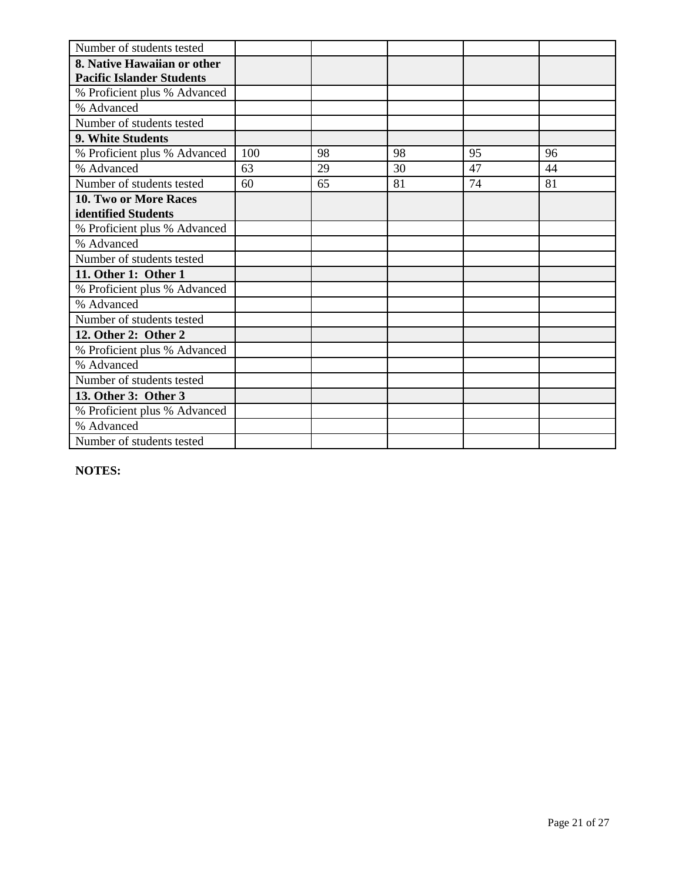| Number of students tested | | | | | |
|---|---|---|---|---|---|
| **8. Native Hawaiian or other Pacific Islander Students** | | | | | |
| % Proficient plus % Advanced | | | | | |
| % Advanced | | | | | |
| Number of students tested | | | | | |
| **9. White Students** | | | | | |
| % Proficient plus % Advanced | 100 | 98 | 98 | 95 | 96 |
| % Advanced | 63 | 29 | 30 | 47 | 44 |
| Number of students tested | 60 | 65 | 81 | 74 | 81 |
| **10. Two or More Races identified Students** | | | | | |
| % Proficient plus % Advanced | | | | | |
| % Advanced | | | | | |
| Number of students tested | | | | | |
| **11. Other 1: Other 1** | | | | | |
| % Proficient plus % Advanced | | | | | |
| % Advanced | | | | | |
| Number of students tested | | | | | |
| **12. Other 2: Other 2** | | | | | |
| % Proficient plus % Advanced | | | | | |
| % Advanced | | | | | |
| Number of students tested | | | | | |
| **13. Other 3: Other 3** | | | | | |
| % Proficient plus % Advanced | | | | | |
| % Advanced | | | | | |
| Number of students tested | | | | | |

**NOTES:**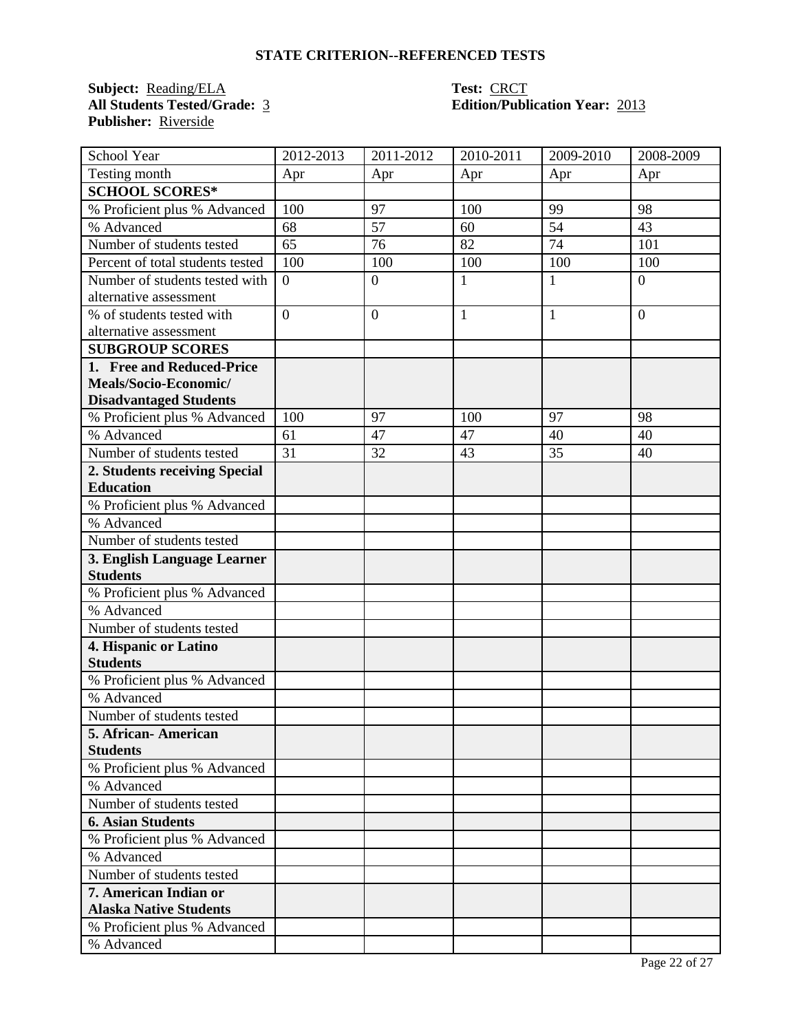## STATE CRITERION--REFERENCED TESTS

**Subject:** Reading/ELA
**All Students Tested/Grade:** 3
**Publisher:** Riverside

**Test:** CRCT
**Edition/Publication Year:** 2013

| School Year | 2012-2013 | 2011-2012 | 2010-2011 | 2009-2010 | 2008-2009 |
|---|---|---|---|---|---|
| Testing month | Apr | Apr | Apr | Apr | Apr |
| **SCHOOL SCORES*** | | | | | |
| % Proficient plus % Advanced | 100 | 97 | 100 | 99 | 98 |
| % Advanced | 68 | 57 | 60 | 54 | 43 |
| Number of students tested | 65 | 76 | 82 | 74 | 101 |
| Percent of total students tested | 100 | 100 | 100 | 100 | 100 |
| Number of students tested with alternative assessment | 0 | 0 | 1 | 1 | 0 |
| % of students tested with alternative assessment | 0 | 0 | 1 | 1 | 0 |
| **SUBGROUP SCORES** | | | | | |
| **1. Free and Reduced-Price Meals/Socio-Economic/ Disadvantaged Students** | | | | | |
| % Proficient plus % Advanced | 100 | 97 | 100 | 97 | 98 |
| % Advanced | 61 | 47 | 47 | 40 | 40 |
| Number of students tested | 31 | 32 | 43 | 35 | 40 |
| **2. Students receiving Special Education** | | | | | |
| % Proficient plus % Advanced | | | | | |
| % Advanced | | | | | |
| Number of students tested | | | | | |
| **3. English Language Learner Students** | | | | | |
| % Proficient plus % Advanced | | | | | |
| % Advanced | | | | | |
| Number of students tested | | | | | |
| **4. Hispanic or Latino Students** | | | | | |
| % Proficient plus % Advanced | | | | | |
| % Advanced | | | | | |
| Number of students tested | | | | | |
| **5. African- American Students** | | | | | |
| % Proficient plus % Advanced | | | | | |
| % Advanced | | | | | |
| Number of students tested | | | | | |
| **6. Asian Students** | | | | | |
| % Proficient plus % Advanced | | | | | |
| % Advanced | | | | | |
| Number of students tested | | | | | |
| **7. American Indian or Alaska Native Students** | | | | | |
| % Proficient plus % Advanced | | | | | |
| % Advanced | | | | | |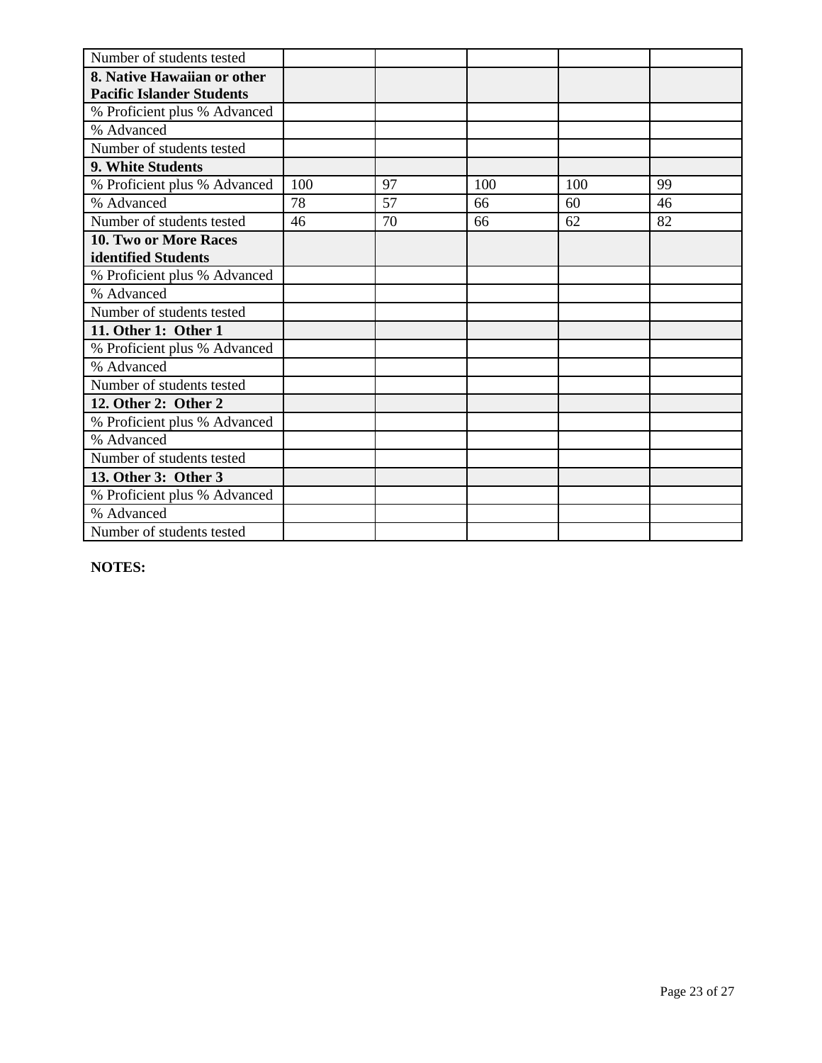| Number of students tested | | | | | |
|---|---|---|---|---|---|
| **8. Native Hawaiian or other Pacific Islander Students** | | | | | |
| % Proficient plus % Advanced | | | | | |
| % Advanced | | | | | |
| Number of students tested | | | | | |
| **9. White Students** | | | | | |
| % Proficient plus % Advanced | 100 | 97 | 100 | 100 | 99 |
| % Advanced | 78 | 57 | 66 | 60 | 46 |
| Number of students tested | 46 | 70 | 66 | 62 | 82 |
| **10. Two or More Races identified Students** | | | | | |
| % Proficient plus % Advanced | | | | | |
| % Advanced | | | | | |
| Number of students tested | | | | | |
| **11. Other 1: Other 1** | | | | | |
| % Proficient plus % Advanced | | | | | |
| % Advanced | | | | | |
| Number of students tested | | | | | |
| **12. Other 2: Other 2** | | | | | |
| % Proficient plus % Advanced | | | | | |
| % Advanced | | | | | |
| Number of students tested | | | | | |
| **13. Other 3: Other 3** | | | | | |
| % Proficient plus % Advanced | | | | | |
| % Advanced | | | | | |
| Number of students tested | | | | | |

**NOTES:**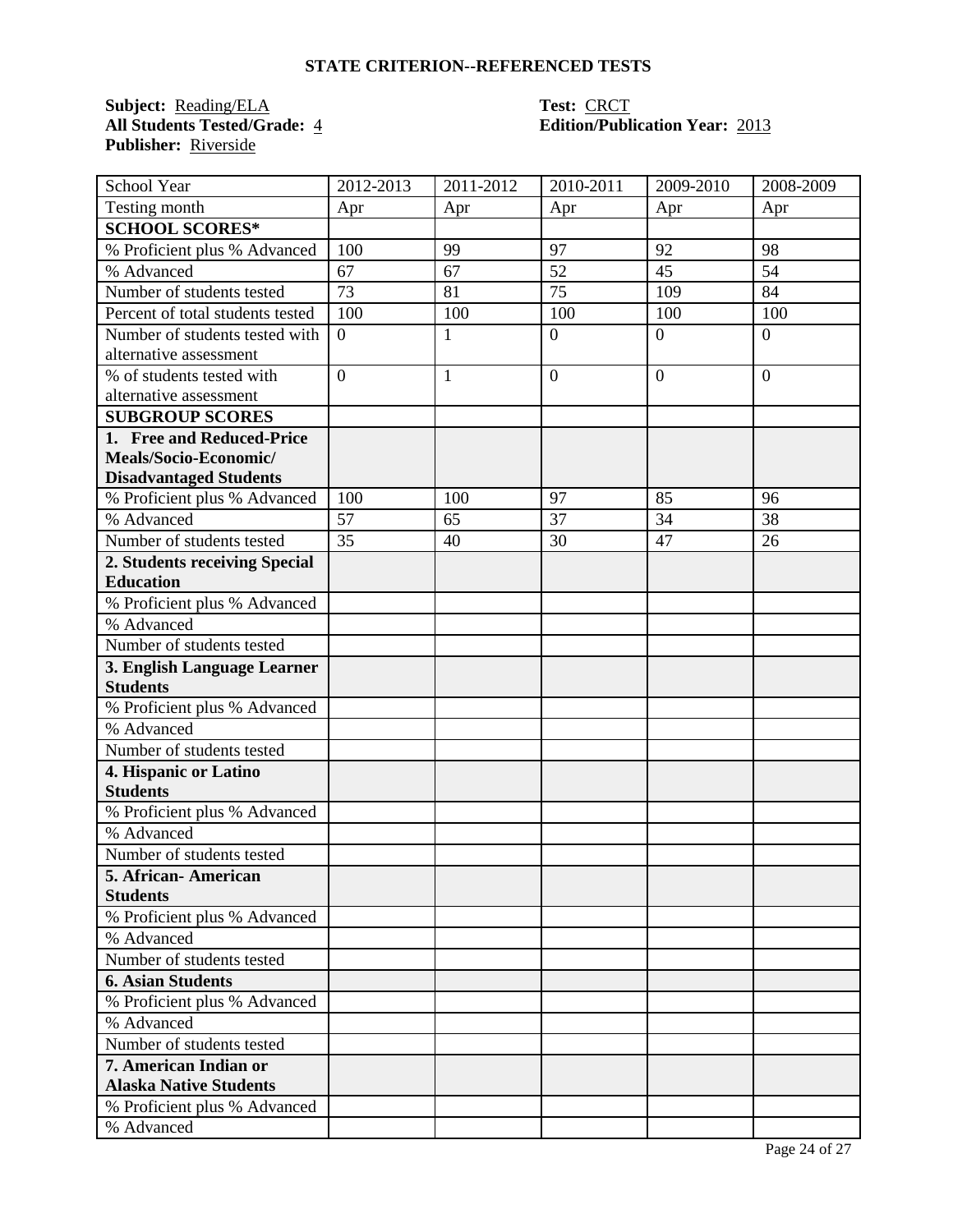## STATE CRITERION--REFERENCED TESTS

**Subject:** Reading/ELA
**All Students Tested/Grade:** 4
**Publisher:** Riverside

**Test:** CRCT
**Edition/Publication Year:** 2013

| School Year | 2012-2013 | 2011-2012 | 2010-2011 | 2009-2010 | 2008-2009 |
|---|---|---|---|---|---|
| Testing month | Apr | Apr | Apr | Apr | Apr |
| **SCHOOL SCORES*** | | | | | |
| % Proficient plus % Advanced | 100 | 99 | 97 | 92 | 98 |
| % Advanced | 67 | 67 | 52 | 45 | 54 |
| Number of students tested | 73 | 81 | 75 | 109 | 84 |
| Percent of total students tested | 100 | 100 | 100 | 100 | 100 |
| Number of students tested with alternative assessment | 0 | 1 | 0 | 0 | 0 |
| % of students tested with alternative assessment | 0 | 1 | 0 | 0 | 0 |
| **SUBGROUP SCORES** | | | | | |
| **1. Free and Reduced-Price Meals/Socio-Economic/ Disadvantaged Students** | | | | | |
| % Proficient plus % Advanced | 100 | 100 | 97 | 85 | 96 |
| % Advanced | 57 | 65 | 37 | 34 | 38 |
| Number of students tested | 35 | 40 | 30 | 47 | 26 |
| **2. Students receiving Special Education** | | | | | |
| % Proficient plus % Advanced | | | | | |
| % Advanced | | | | | |
| Number of students tested | | | | | |
| **3. English Language Learner Students** | | | | | |
| % Proficient plus % Advanced | | | | | |
| % Advanced | | | | | |
| Number of students tested | | | | | |
| **4. Hispanic or Latino Students** | | | | | |
| % Proficient plus % Advanced | | | | | |
| % Advanced | | | | | |
| Number of students tested | | | | | |
| **5. African- American Students** | | | | | |
| % Proficient plus % Advanced | | | | | |
| % Advanced | | | | | |
| Number of students tested | | | | | |
| **6. Asian Students** | | | | | |
| % Proficient plus % Advanced | | | | | |
| % Advanced | | | | | |
| Number of students tested | | | | | |
| **7. American Indian or Alaska Native Students** | | | | | |
| % Proficient plus % Advanced | | | | | |
| % Advanced | | | | | |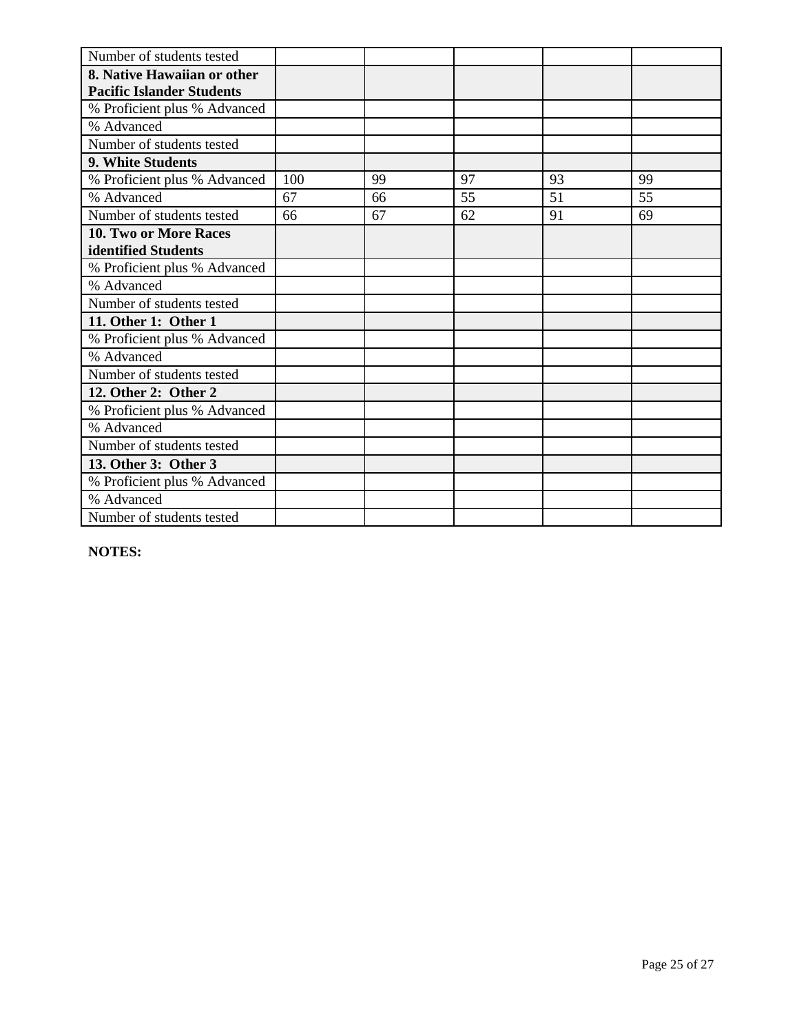| Number of students tested | | | | | |
|---|---|---|---|---|---|
| **8. Native Hawaiian or other Pacific Islander Students** | | | | | |
| % Proficient plus % Advanced | | | | | |
| % Advanced | | | | | |
| Number of students tested | | | | | |
| **9. White Students** | | | | | |
| % Proficient plus % Advanced | 100 | 99 | 97 | 93 | 99 |
| % Advanced | 67 | 66 | 55 | 51 | 55 |
| Number of students tested | 66 | 67 | 62 | 91 | 69 |
| **10. Two or More Races identified Students** | | | | | |
| % Proficient plus % Advanced | | | | | |
| % Advanced | | | | | |
| Number of students tested | | | | | |
| **11. Other 1: Other 1** | | | | | |
| % Proficient plus % Advanced | | | | | |
| % Advanced | | | | | |
| Number of students tested | | | | | |
| **12. Other 2: Other 2** | | | | | |
| % Proficient plus % Advanced | | | | | |
| % Advanced | | | | | |
| Number of students tested | | | | | |
| **13. Other 3: Other 3** | | | | | |
| % Proficient plus % Advanced | | | | | |
| % Advanced | | | | | |
| Number of students tested | | | | | |

**NOTES:**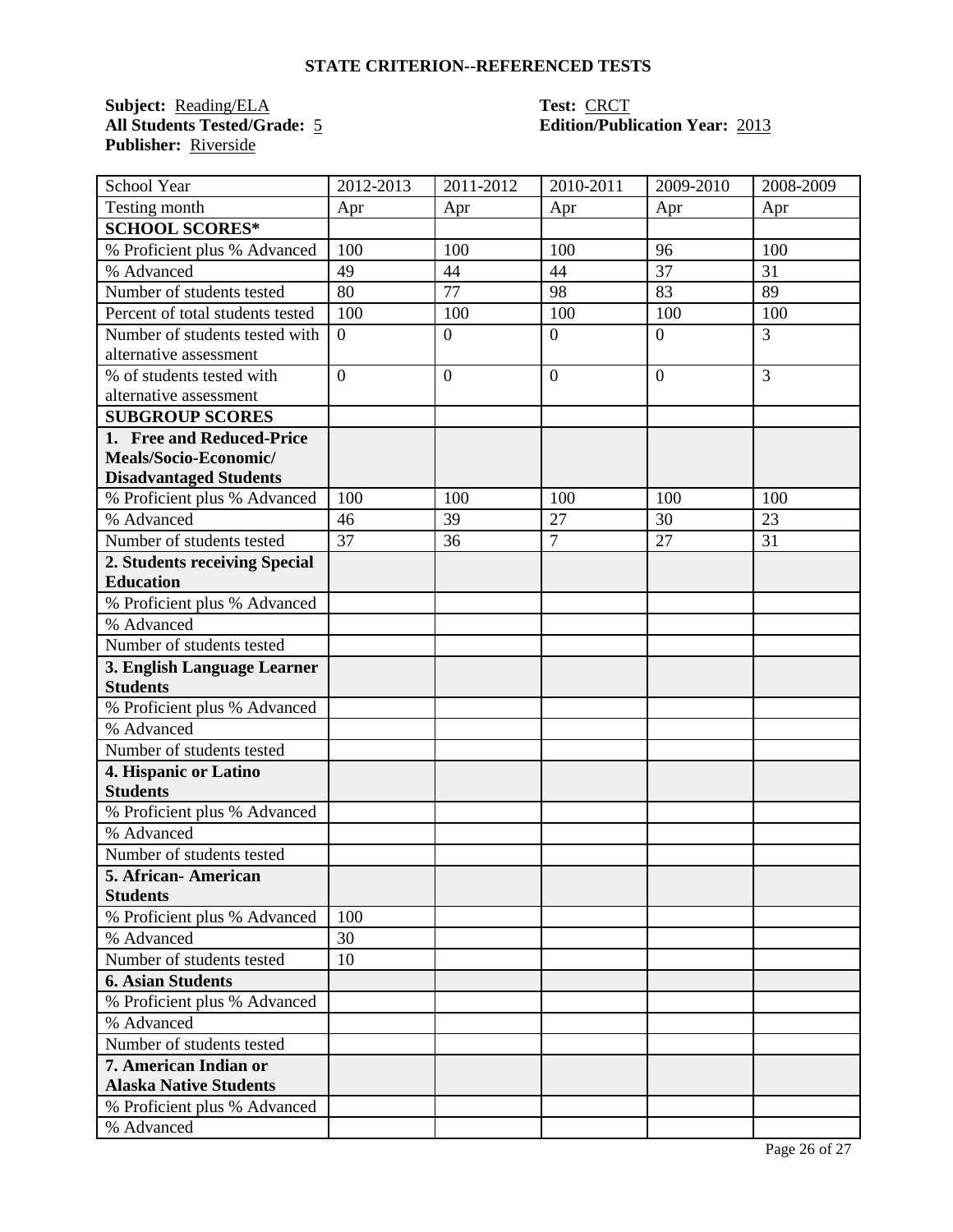## STATE CRITERION--REFERENCED TESTS

**Subject:** Reading/ELA
**All Students Tested/Grade:** 5
**Publisher:** Riverside

**Test:** CRCT
**Edition/Publication Year:** 2013

| School Year | 2012-2013 | 2011-2012 | 2010-2011 | 2009-2010 | 2008-2009 |
|---|---|---|---|---|---|
| Testing month | Apr | Apr | Apr | Apr | Apr |
| **SCHOOL SCORES*** | | | | | |
| % Proficient plus % Advanced | 100 | 100 | 100 | 96 | 100 |
| % Advanced | 49 | 44 | 44 | 37 | 31 |
| Number of students tested | 80 | 77 | 98 | 83 | 89 |
| Percent of total students tested | 100 | 100 | 100 | 100 | 100 |
| Number of students tested with alternative assessment | 0 | 0 | 0 | 0 | 3 |
| % of students tested with alternative assessment | 0 | 0 | 0 | 0 | 3 |
| **SUBGROUP SCORES** | | | | | |
| **1. Free and Reduced-Price Meals/Socio-Economic/ Disadvantaged Students** | | | | | |
| % Proficient plus % Advanced | 100 | 100 | 100 | 100 | 100 |
| % Advanced | 46 | 39 | 27 | 30 | 23 |
| Number of students tested | 37 | 36 | 7 | 27 | 31 |
| **2. Students receiving Special Education** | | | | | |
| % Proficient plus % Advanced | | | | | |
| % Advanced | | | | | |
| Number of students tested | | | | | |
| **3. English Language Learner Students** | | | | | |
| % Proficient plus % Advanced | | | | | |
| % Advanced | | | | | |
| Number of students tested | | | | | |
| **4. Hispanic or Latino Students** | | | | | |
| % Proficient plus % Advanced | | | | | |
| % Advanced | | | | | |
| Number of students tested | | | | | |
| **5. African- American Students** | | | | | |
| % Proficient plus % Advanced | 100 | | | | |
| % Advanced | 30 | | | | |
| Number of students tested | 10 | | | | |
| **6. Asian Students** | | | | | |
| % Proficient plus % Advanced | | | | | |
| % Advanced | | | | | |
| Number of students tested | | | | | |
| **7. American Indian or Alaska Native Students** | | | | | |
| % Proficient plus % Advanced | | | | | |
| % Advanced | | | | | |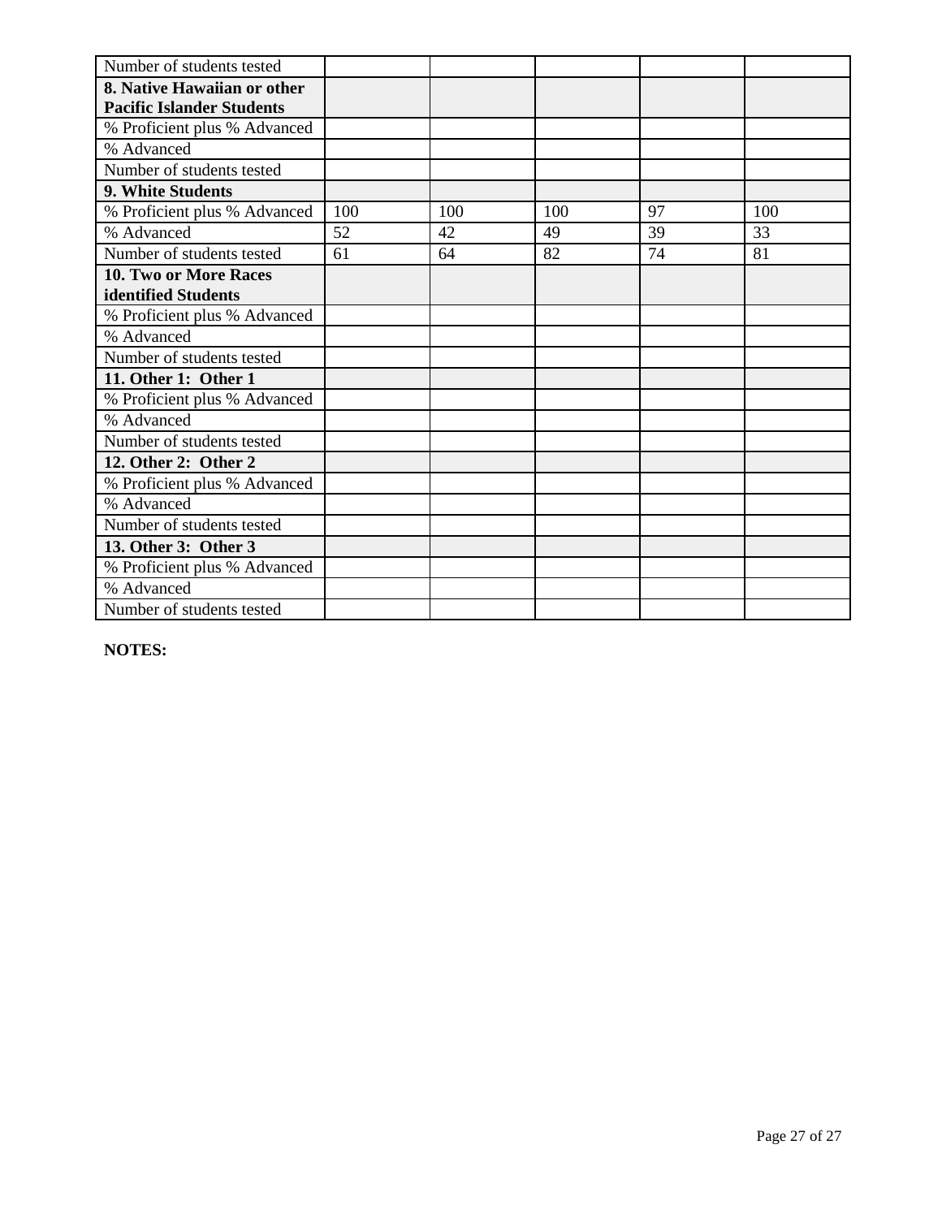| | | | | | |
|---|---|---|---|---|---|
| Number of students tested | | | | | |
| **8. Native Hawaiian or other Pacific Islander Students** | | | | | |
| % Proficient plus % Advanced | | | | | |
| % Advanced | | | | | |
| Number of students tested | | | | | |
| **9. White Students** | | | | | |
| % Proficient plus % Advanced | 100 | 100 | 100 | 97 | 100 |
| % Advanced | 52 | 42 | 49 | 39 | 33 |
| Number of students tested | 61 | 64 | 82 | 74 | 81 |
| **10. Two or More Races identified Students** | | | | | |
| % Proficient plus % Advanced | | | | | |
| % Advanced | | | | | |
| Number of students tested | | | | | |
| **11. Other 1: Other 1** | | | | | |
| % Proficient plus % Advanced | | | | | |
| % Advanced | | | | | |
| Number of students tested | | | | | |
| **12. Other 2: Other 2** | | | | | |
| % Proficient plus % Advanced | | | | | |
| % Advanced | | | | | |
| Number of students tested | | | | | |
| **13. Other 3: Other 3** | | | | | |
| % Proficient plus % Advanced | | | | | |
| % Advanced | | | | | |
| Number of students tested | | | | | |

**NOTES:**